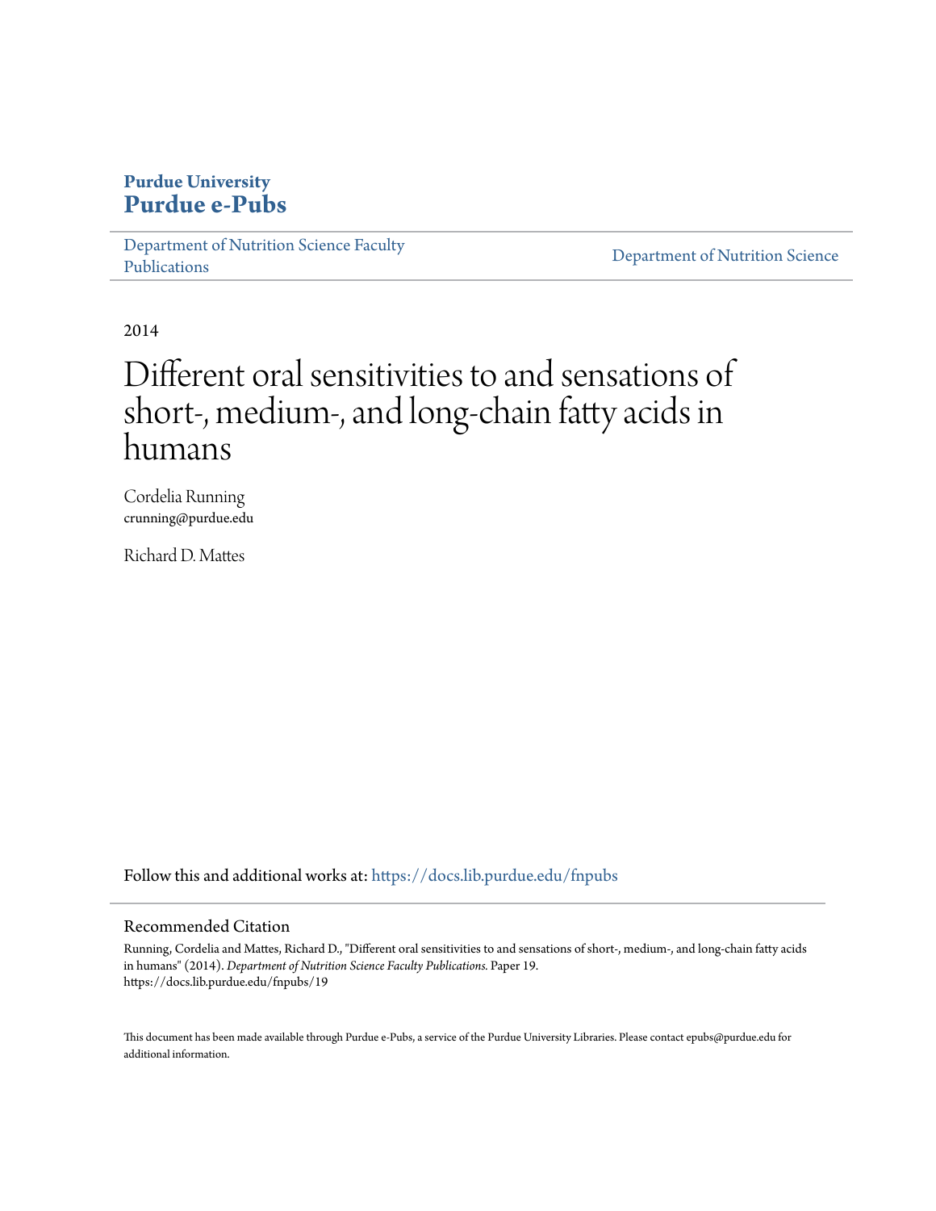**Purdue University**
**Purdue e-Pubs**

Department of Nutrition Science Faculty Publications | Department of Nutrition Science

2014

# Different oral sensitivities to and sensations of short-, medium-, and long-chain fatty acids in humans

Cordelia Running
crunning@purdue.edu

Richard D. Mattes

Follow this and additional works at: https://docs.lib.purdue.edu/fnpubs

## Recommended Citation

Running, Cordelia and Mattes, Richard D., "Different oral sensitivities to and sensations of short-, medium-, and long-chain fatty acids in humans" (2014). *Department of Nutrition Science Faculty Publications.* Paper 19.
https://docs.lib.purdue.edu/fnpubs/19

This document has been made available through Purdue e-Pubs, a service of the Purdue University Libraries. Please contact epubs@purdue.edu for additional information.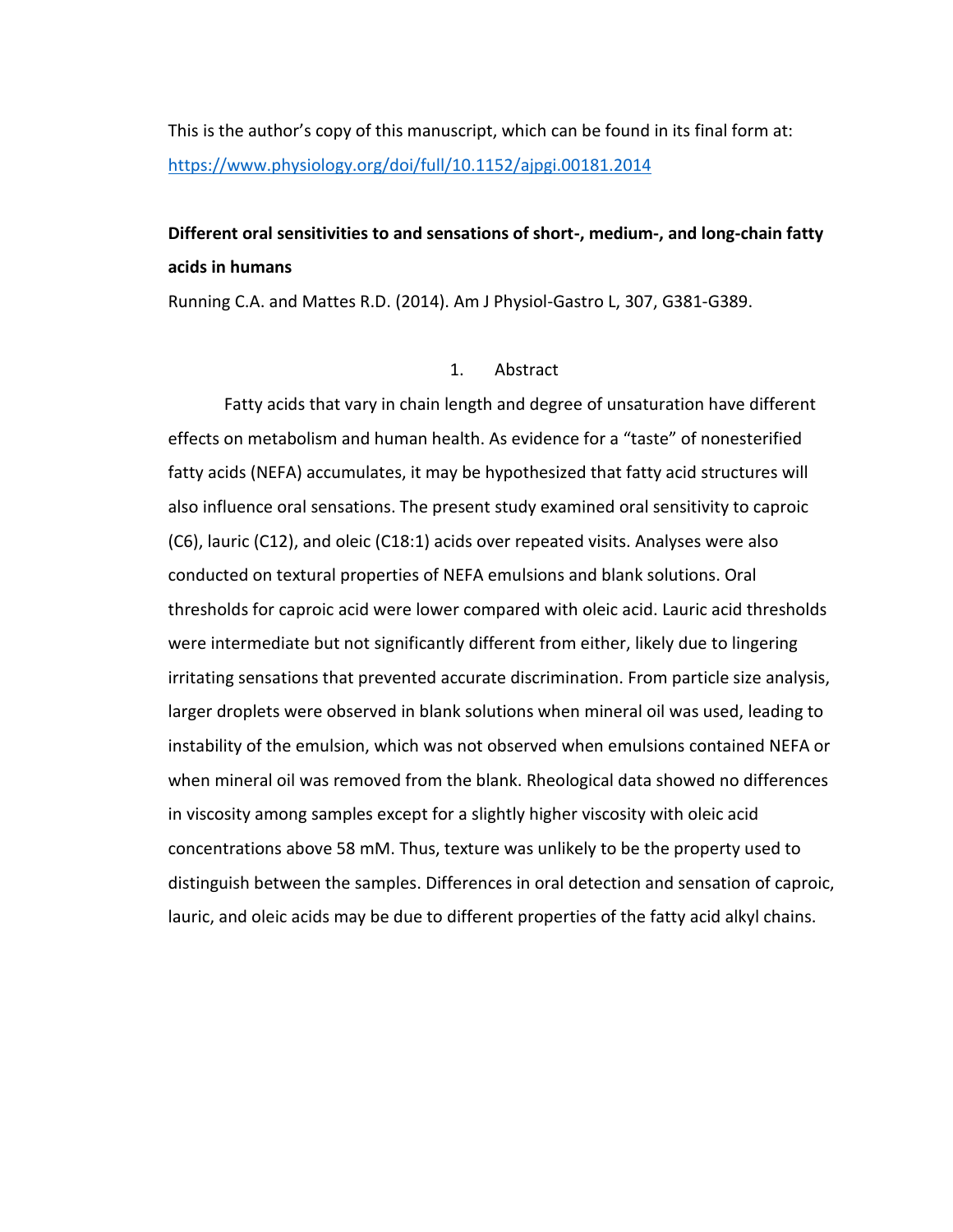This is the author's copy of this manuscript, which can be found in its final form at: https://www.physiology.org/doi/full/10.1152/ajpgi.00181.2014

**Different oral sensitivities to and sensations of short-, medium-, and long-chain fatty acids in humans**

Running C.A. and Mattes R.D. (2014). Am J Physiol-Gastro L, 307, G381-G389.

## 1. Abstract

Fatty acids that vary in chain length and degree of unsaturation have different effects on metabolism and human health. As evidence for a "taste" of nonesterified fatty acids (NEFA) accumulates, it may be hypothesized that fatty acid structures will also influence oral sensations. The present study examined oral sensitivity to caproic (C6), lauric (C12), and oleic (C18:1) acids over repeated visits. Analyses were also conducted on textural properties of NEFA emulsions and blank solutions. Oral thresholds for caproic acid were lower compared with oleic acid. Lauric acid thresholds were intermediate but not significantly different from either, likely due to lingering irritating sensations that prevented accurate discrimination. From particle size analysis, larger droplets were observed in blank solutions when mineral oil was used, leading to instability of the emulsion, which was not observed when emulsions contained NEFA or when mineral oil was removed from the blank. Rheological data showed no differences in viscosity among samples except for a slightly higher viscosity with oleic acid concentrations above 58 mM. Thus, texture was unlikely to be the property used to distinguish between the samples. Differences in oral detection and sensation of caproic, lauric, and oleic acids may be due to different properties of the fatty acid alkyl chains.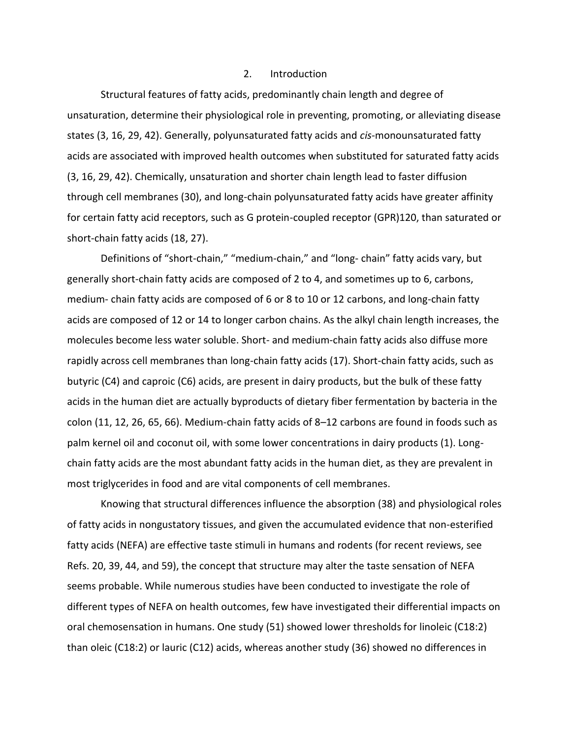## 2. Introduction

Structural features of fatty acids, predominantly chain length and degree of unsaturation, determine their physiological role in preventing, promoting, or alleviating disease states (3, 16, 29, 42). Generally, polyunsaturated fatty acids and *cis*-monounsaturated fatty acids are associated with improved health outcomes when substituted for saturated fatty acids (3, 16, 29, 42). Chemically, unsaturation and shorter chain length lead to faster diffusion through cell membranes (30), and long-chain polyunsaturated fatty acids have greater affinity for certain fatty acid receptors, such as G protein-coupled receptor (GPR)120, than saturated or short-chain fatty acids (18, 27).

Definitions of "short-chain," "medium-chain," and "long- chain" fatty acids vary, but generally short-chain fatty acids are composed of 2 to 4, and sometimes up to 6, carbons, medium- chain fatty acids are composed of 6 or 8 to 10 or 12 carbons, and long-chain fatty acids are composed of 12 or 14 to longer carbon chains. As the alkyl chain length increases, the molecules become less water soluble. Short- and medium-chain fatty acids also diffuse more rapidly across cell membranes than long-chain fatty acids (17). Short-chain fatty acids, such as butyric (C4) and caproic (C6) acids, are present in dairy products, but the bulk of these fatty acids in the human diet are actually byproducts of dietary fiber fermentation by bacteria in the colon (11, 12, 26, 65, 66). Medium-chain fatty acids of 8–12 carbons are found in foods such as palm kernel oil and coconut oil, with some lower concentrations in dairy products (1). Long-chain fatty acids are the most abundant fatty acids in the human diet, as they are prevalent in most triglycerides in food and are vital components of cell membranes.

Knowing that structural differences influence the absorption (38) and physiological roles of fatty acids in nongustatory tissues, and given the accumulated evidence that non-esterified fatty acids (NEFA) are effective taste stimuli in humans and rodents (for recent reviews, see Refs. 20, 39, 44, and 59), the concept that structure may alter the taste sensation of NEFA seems probable. While numerous studies have been conducted to investigate the role of different types of NEFA on health outcomes, few have investigated their differential impacts on oral chemosensation in humans. One study (51) showed lower thresholds for linoleic (C18:2) than oleic (C18:2) or lauric (C12) acids, whereas another study (36) showed no differences in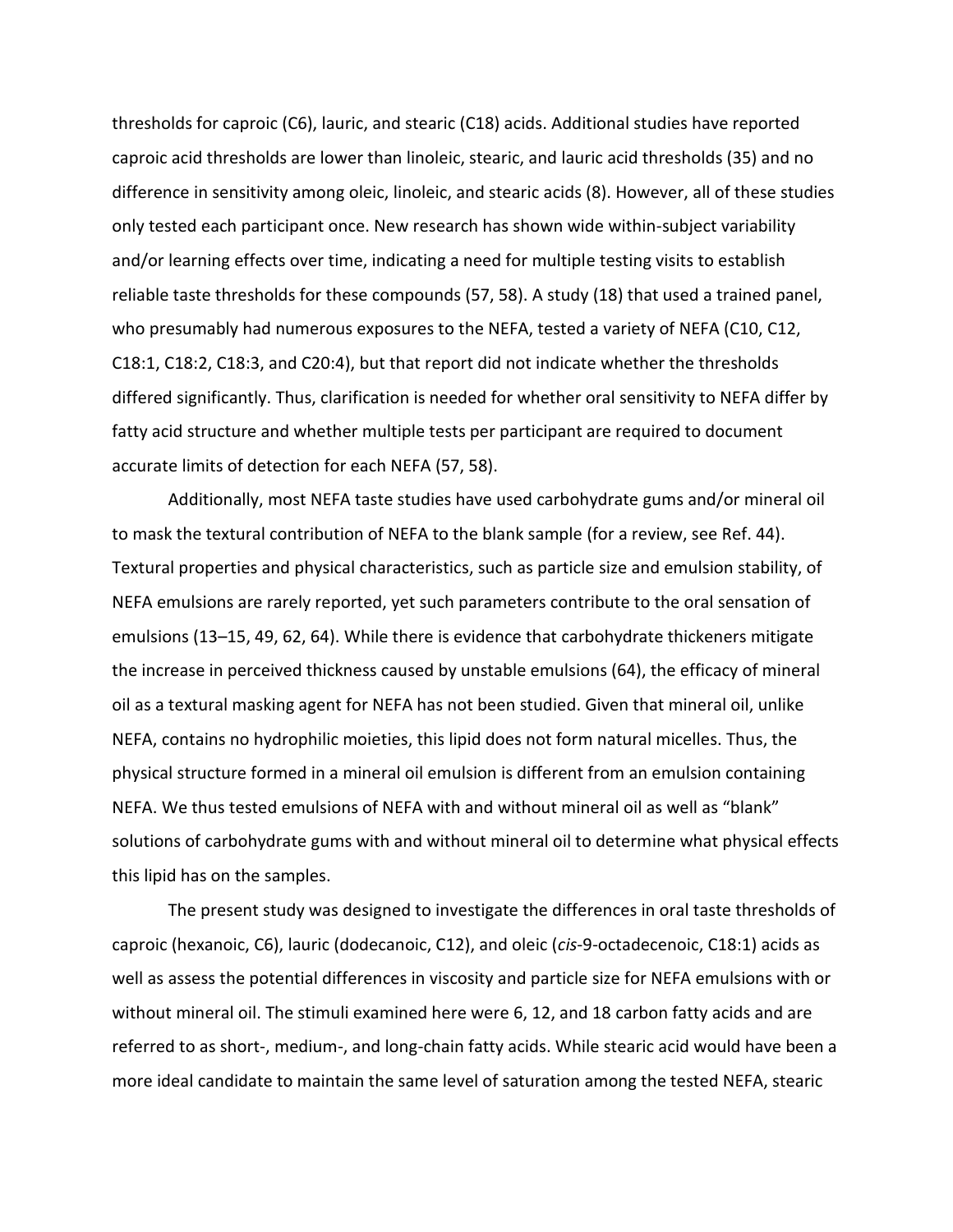thresholds for caproic (C6), lauric, and stearic (C18) acids. Additional studies have reported caproic acid thresholds are lower than linoleic, stearic, and lauric acid thresholds (35) and no difference in sensitivity among oleic, linoleic, and stearic acids (8). However, all of these studies only tested each participant once. New research has shown wide within-subject variability and/or learning effects over time, indicating a need for multiple testing visits to establish reliable taste thresholds for these compounds (57, 58). A study (18) that used a trained panel, who presumably had numerous exposures to the NEFA, tested a variety of NEFA (C10, C12, C18:1, C18:2, C18:3, and C20:4), but that report did not indicate whether the thresholds differed significantly. Thus, clarification is needed for whether oral sensitivity to NEFA differ by fatty acid structure and whether multiple tests per participant are required to document accurate limits of detection for each NEFA (57, 58).

Additionally, most NEFA taste studies have used carbohydrate gums and/or mineral oil to mask the textural contribution of NEFA to the blank sample (for a review, see Ref. 44). Textural properties and physical characteristics, such as particle size and emulsion stability, of NEFA emulsions are rarely reported, yet such parameters contribute to the oral sensation of emulsions (13–15, 49, 62, 64). While there is evidence that carbohydrate thickeners mitigate the increase in perceived thickness caused by unstable emulsions (64), the efficacy of mineral oil as a textural masking agent for NEFA has not been studied. Given that mineral oil, unlike NEFA, contains no hydrophilic moieties, this lipid does not form natural micelles. Thus, the physical structure formed in a mineral oil emulsion is different from an emulsion containing NEFA. We thus tested emulsions of NEFA with and without mineral oil as well as "blank" solutions of carbohydrate gums with and without mineral oil to determine what physical effects this lipid has on the samples.

The present study was designed to investigate the differences in oral taste thresholds of caproic (hexanoic, C6), lauric (dodecanoic, C12), and oleic (*cis*-9-octadecenoic, C18:1) acids as well as assess the potential differences in viscosity and particle size for NEFA emulsions with or without mineral oil. The stimuli examined here were 6, 12, and 18 carbon fatty acids and are referred to as short-, medium-, and long-chain fatty acids. While stearic acid would have been a more ideal candidate to maintain the same level of saturation among the tested NEFA, stearic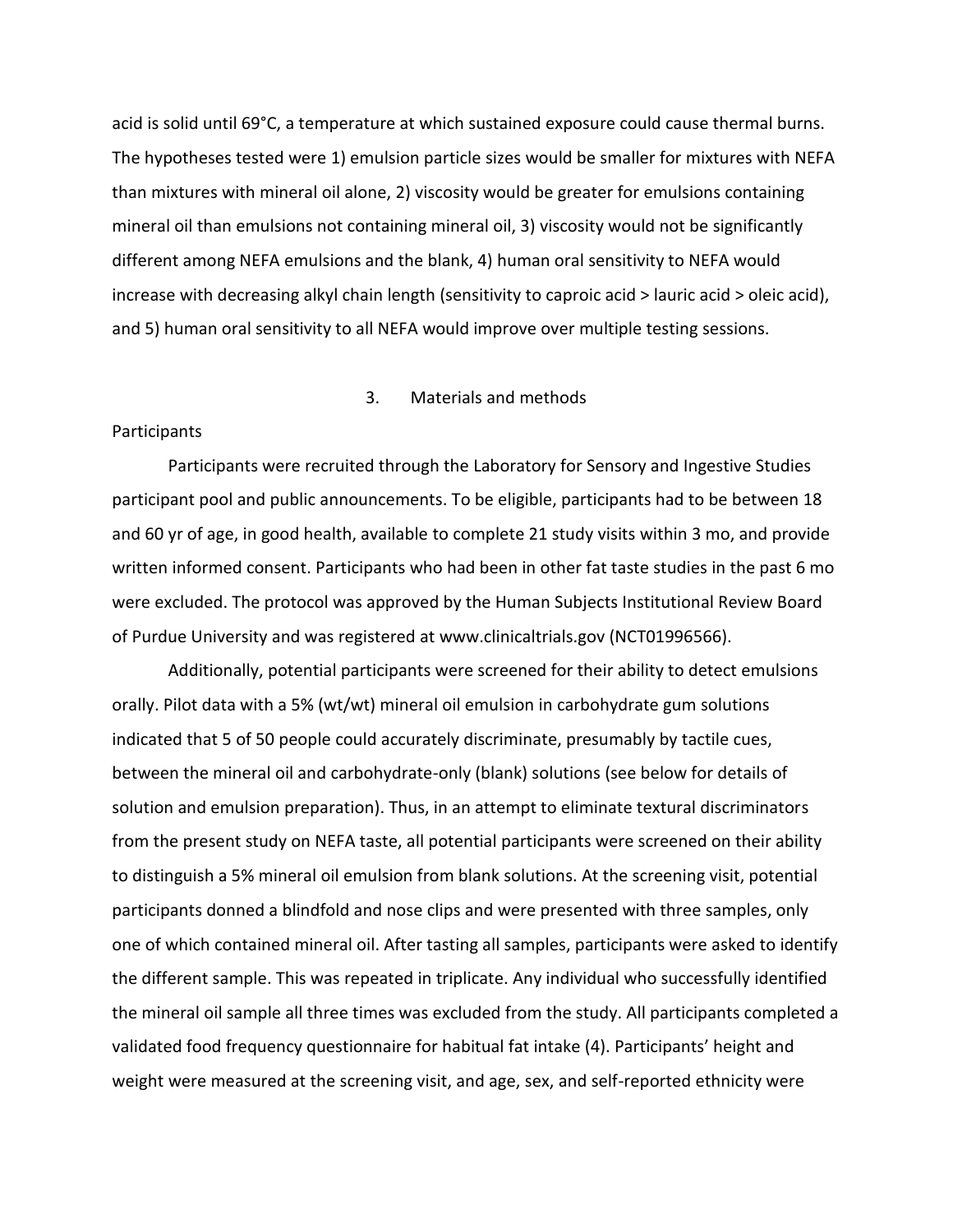acid is solid until 69°C, a temperature at which sustained exposure could cause thermal burns. The hypotheses tested were 1) emulsion particle sizes would be smaller for mixtures with NEFA than mixtures with mineral oil alone, 2) viscosity would be greater for emulsions containing mineral oil than emulsions not containing mineral oil, 3) viscosity would not be significantly different among NEFA emulsions and the blank, 4) human oral sensitivity to NEFA would increase with decreasing alkyl chain length (sensitivity to caproic acid > lauric acid > oleic acid), and 5) human oral sensitivity to all NEFA would improve over multiple testing sessions.

## 3. Materials and methods

### Participants

Participants were recruited through the Laboratory for Sensory and Ingestive Studies participant pool and public announcements. To be eligible, participants had to be between 18 and 60 yr of age, in good health, available to complete 21 study visits within 3 mo, and provide written informed consent. Participants who had been in other fat taste studies in the past 6 mo were excluded. The protocol was approved by the Human Subjects Institutional Review Board of Purdue University and was registered at www.clinicaltrials.gov (NCT01996566).

Additionally, potential participants were screened for their ability to detect emulsions orally. Pilot data with a 5% (wt/wt) mineral oil emulsion in carbohydrate gum solutions indicated that 5 of 50 people could accurately discriminate, presumably by tactile cues, between the mineral oil and carbohydrate-only (blank) solutions (see below for details of solution and emulsion preparation). Thus, in an attempt to eliminate textural discriminators from the present study on NEFA taste, all potential participants were screened on their ability to distinguish a 5% mineral oil emulsion from blank solutions. At the screening visit, potential participants donned a blindfold and nose clips and were presented with three samples, only one of which contained mineral oil. After tasting all samples, participants were asked to identify the different sample. This was repeated in triplicate. Any individual who successfully identified the mineral oil sample all three times was excluded from the study. All participants completed a validated food frequency questionnaire for habitual fat intake (4). Participants' height and weight were measured at the screening visit, and age, sex, and self-reported ethnicity were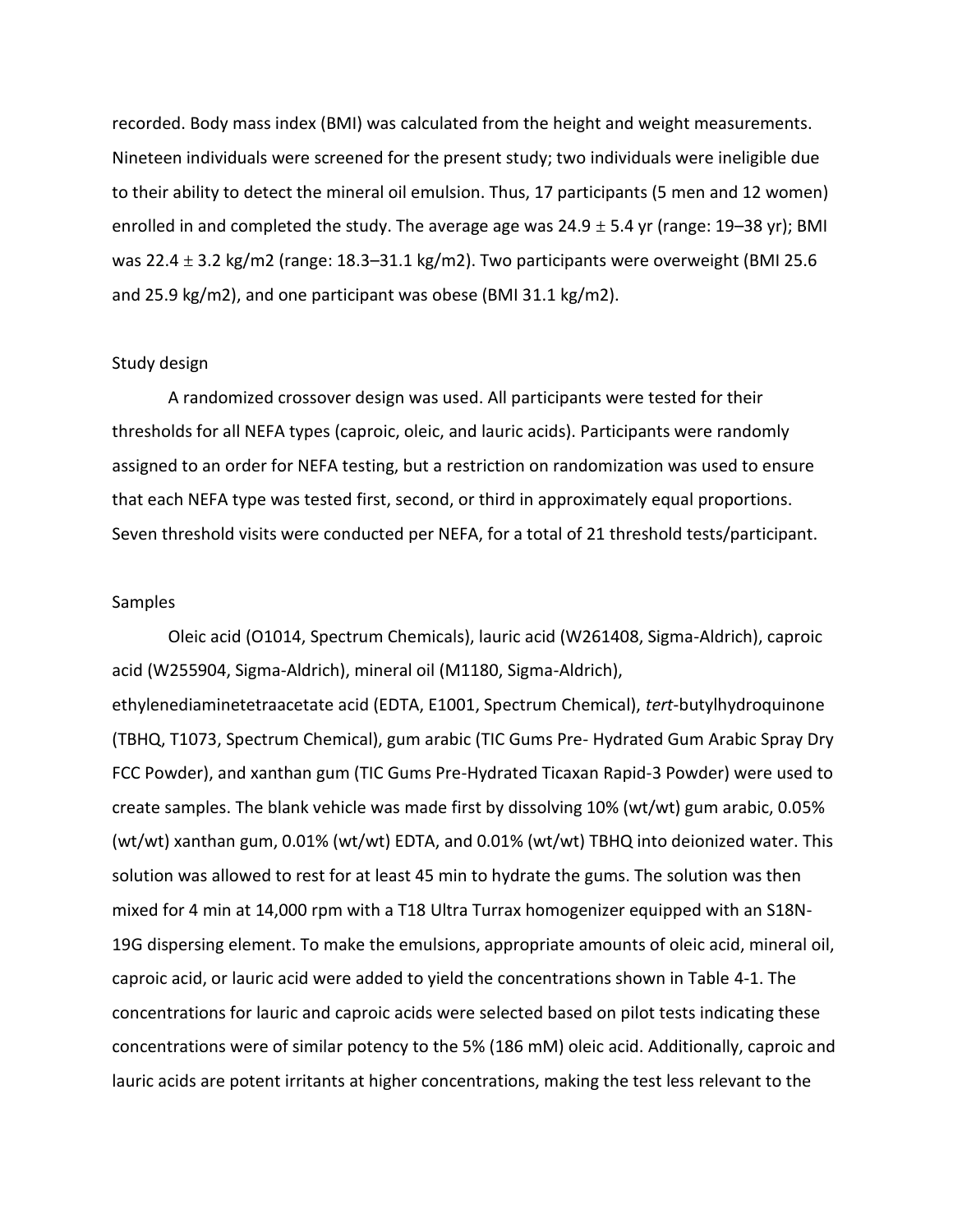recorded. Body mass index (BMI) was calculated from the height and weight measurements. Nineteen individuals were screened for the present study; two individuals were ineligible due to their ability to detect the mineral oil emulsion. Thus, 17 participants (5 men and 12 women) enrolled in and completed the study. The average age was 24.9 ± 5.4 yr (range: 19–38 yr); BMI was 22.4 ± 3.2 kg/m2 (range: 18.3–31.1 kg/m2). Two participants were overweight (BMI 25.6 and 25.9 kg/m2), and one participant was obese (BMI 31.1 kg/m2).

## Study design

A randomized crossover design was used. All participants were tested for their thresholds for all NEFA types (caproic, oleic, and lauric acids). Participants were randomly assigned to an order for NEFA testing, but a restriction on randomization was used to ensure that each NEFA type was tested first, second, or third in approximately equal proportions. Seven threshold visits were conducted per NEFA, for a total of 21 threshold tests/participant.

## Samples

Oleic acid (O1014, Spectrum Chemicals), lauric acid (W261408, Sigma-Aldrich), caproic acid (W255904, Sigma-Aldrich), mineral oil (M1180, Sigma-Aldrich), ethylenediaminetetraacetate acid (EDTA, E1001, Spectrum Chemical), *tert*-butylhydroquinone (TBHQ, T1073, Spectrum Chemical), gum arabic (TIC Gums Pre- Hydrated Gum Arabic Spray Dry FCC Powder), and xanthan gum (TIC Gums Pre-Hydrated Ticaxan Rapid-3 Powder) were used to create samples. The blank vehicle was made first by dissolving 10% (wt/wt) gum arabic, 0.05% (wt/wt) xanthan gum, 0.01% (wt/wt) EDTA, and 0.01% (wt/wt) TBHQ into deionized water. This solution was allowed to rest for at least 45 min to hydrate the gums. The solution was then mixed for 4 min at 14,000 rpm with a T18 Ultra Turrax homogenizer equipped with an S18N-19G dispersing element. To make the emulsions, appropriate amounts of oleic acid, mineral oil, caproic acid, or lauric acid were added to yield the concentrations shown in Table 4-1. The concentrations for lauric and caproic acids were selected based on pilot tests indicating these concentrations were of similar potency to the 5% (186 mM) oleic acid. Additionally, caproic and lauric acids are potent irritants at higher concentrations, making the test less relevant to the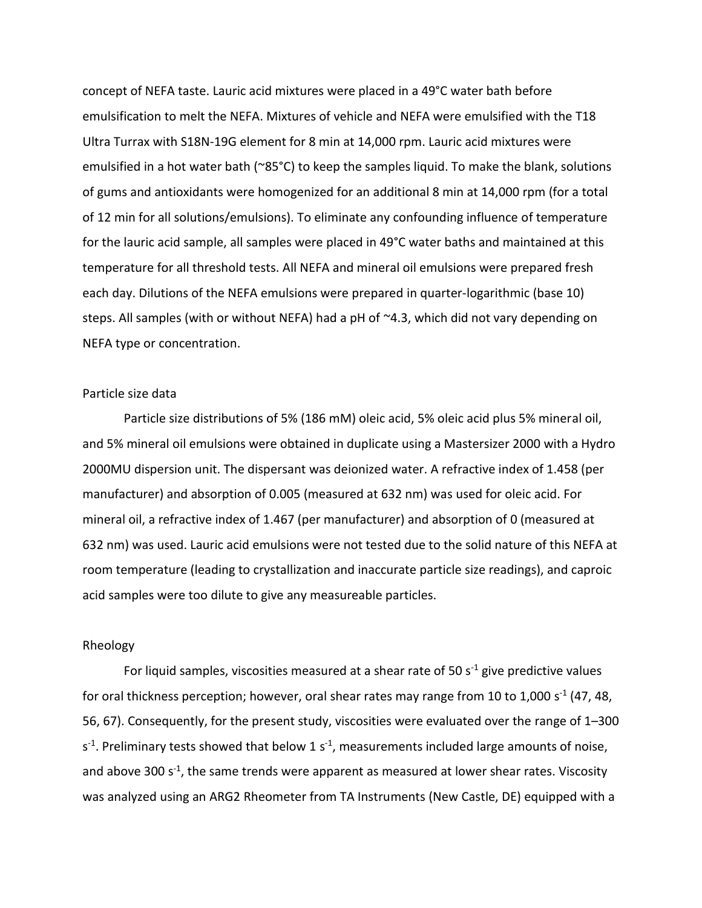concept of NEFA taste. Lauric acid mixtures were placed in a 49°C water bath before emulsification to melt the NEFA. Mixtures of vehicle and NEFA were emulsified with the T18 Ultra Turrax with S18N-19G element for 8 min at 14,000 rpm. Lauric acid mixtures were emulsified in a hot water bath (~85°C) to keep the samples liquid. To make the blank, solutions of gums and antioxidants were homogenized for an additional 8 min at 14,000 rpm (for a total of 12 min for all solutions/emulsions). To eliminate any confounding influence of temperature for the lauric acid sample, all samples were placed in 49°C water baths and maintained at this temperature for all threshold tests. All NEFA and mineral oil emulsions were prepared fresh each day. Dilutions of the NEFA emulsions were prepared in quarter-logarithmic (base 10) steps. All samples (with or without NEFA) had a pH of ~4.3, which did not vary depending on NEFA type or concentration.

## Particle size data

Particle size distributions of 5% (186 mM) oleic acid, 5% oleic acid plus 5% mineral oil, and 5% mineral oil emulsions were obtained in duplicate using a Mastersizer 2000 with a Hydro 2000MU dispersion unit. The dispersant was deionized water. A refractive index of 1.458 (per manufacturer) and absorption of 0.005 (measured at 632 nm) was used for oleic acid. For mineral oil, a refractive index of 1.467 (per manufacturer) and absorption of 0 (measured at 632 nm) was used. Lauric acid emulsions were not tested due to the solid nature of this NEFA at room temperature (leading to crystallization and inaccurate particle size readings), and caproic acid samples were too dilute to give any measureable particles.

## Rheology

For liquid samples, viscosities measured at a shear rate of 50 $s^{-1}$ give predictive values for oral thickness perception; however, oral shear rates may range from 10 to 1,000 $s^{-1}$ (47, 48, 56, 67). Consequently, for the present study, viscosities were evaluated over the range of 1–300 $s^{-1}$. Preliminary tests showed that below 1 $s^{-1}$, measurements included large amounts of noise, and above 300 $s^{-1}$, the same trends were apparent as measured at lower shear rates. Viscosity was analyzed using an ARG2 Rheometer from TA Instruments (New Castle, DE) equipped with a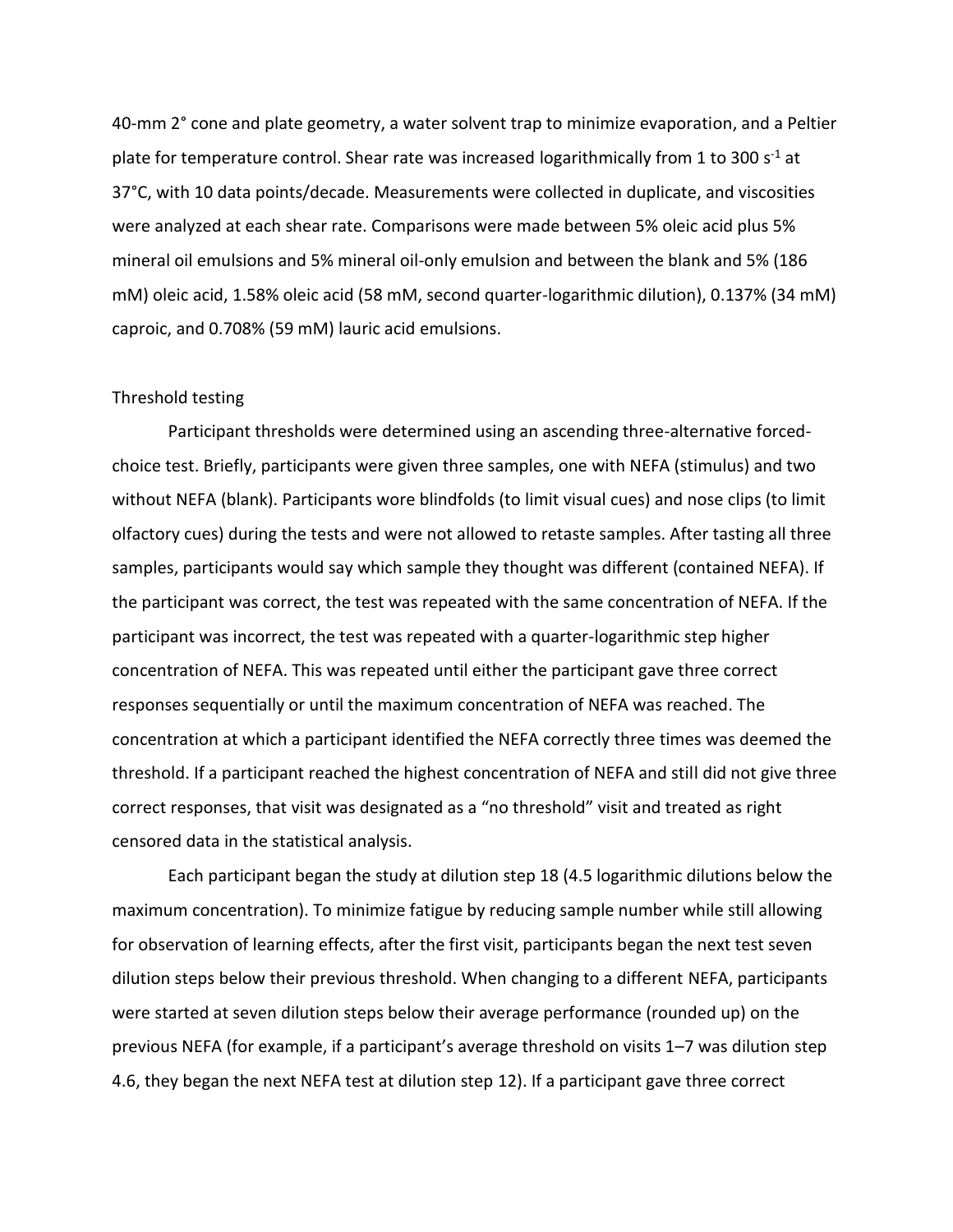40-mm 2° cone and plate geometry, a water solvent trap to minimize evaporation, and a Peltier plate for temperature control. Shear rate was increased logarithmically from 1 to 300 $s^{-1}$ at 37°C, with 10 data points/decade. Measurements were collected in duplicate, and viscosities were analyzed at each shear rate. Comparisons were made between 5% oleic acid plus 5% mineral oil emulsions and 5% mineral oil-only emulsion and between the blank and 5% (186 mM) oleic acid, 1.58% oleic acid (58 mM, second quarter-logarithmic dilution), 0.137% (34 mM) caproic, and 0.708% (59 mM) lauric acid emulsions.

### Threshold testing

Participant thresholds were determined using an ascending three-alternative forced-choice test. Briefly, participants were given three samples, one with NEFA (stimulus) and two without NEFA (blank). Participants wore blindfolds (to limit visual cues) and nose clips (to limit olfactory cues) during the tests and were not allowed to retaste samples. After tasting all three samples, participants would say which sample they thought was different (contained NEFA). If the participant was correct, the test was repeated with the same concentration of NEFA. If the participant was incorrect, the test was repeated with a quarter-logarithmic step higher concentration of NEFA. This was repeated until either the participant gave three correct responses sequentially or until the maximum concentration of NEFA was reached. The concentration at which a participant identified the NEFA correctly three times was deemed the threshold. If a participant reached the highest concentration of NEFA and still did not give three correct responses, that visit was designated as a "no threshold" visit and treated as right censored data in the statistical analysis.

Each participant began the study at dilution step 18 (4.5 logarithmic dilutions below the maximum concentration). To minimize fatigue by reducing sample number while still allowing for observation of learning effects, after the first visit, participants began the next test seven dilution steps below their previous threshold. When changing to a different NEFA, participants were started at seven dilution steps below their average performance (rounded up) on the previous NEFA (for example, if a participant's average threshold on visits 1–7 was dilution step 4.6, they began the next NEFA test at dilution step 12). If a participant gave three correct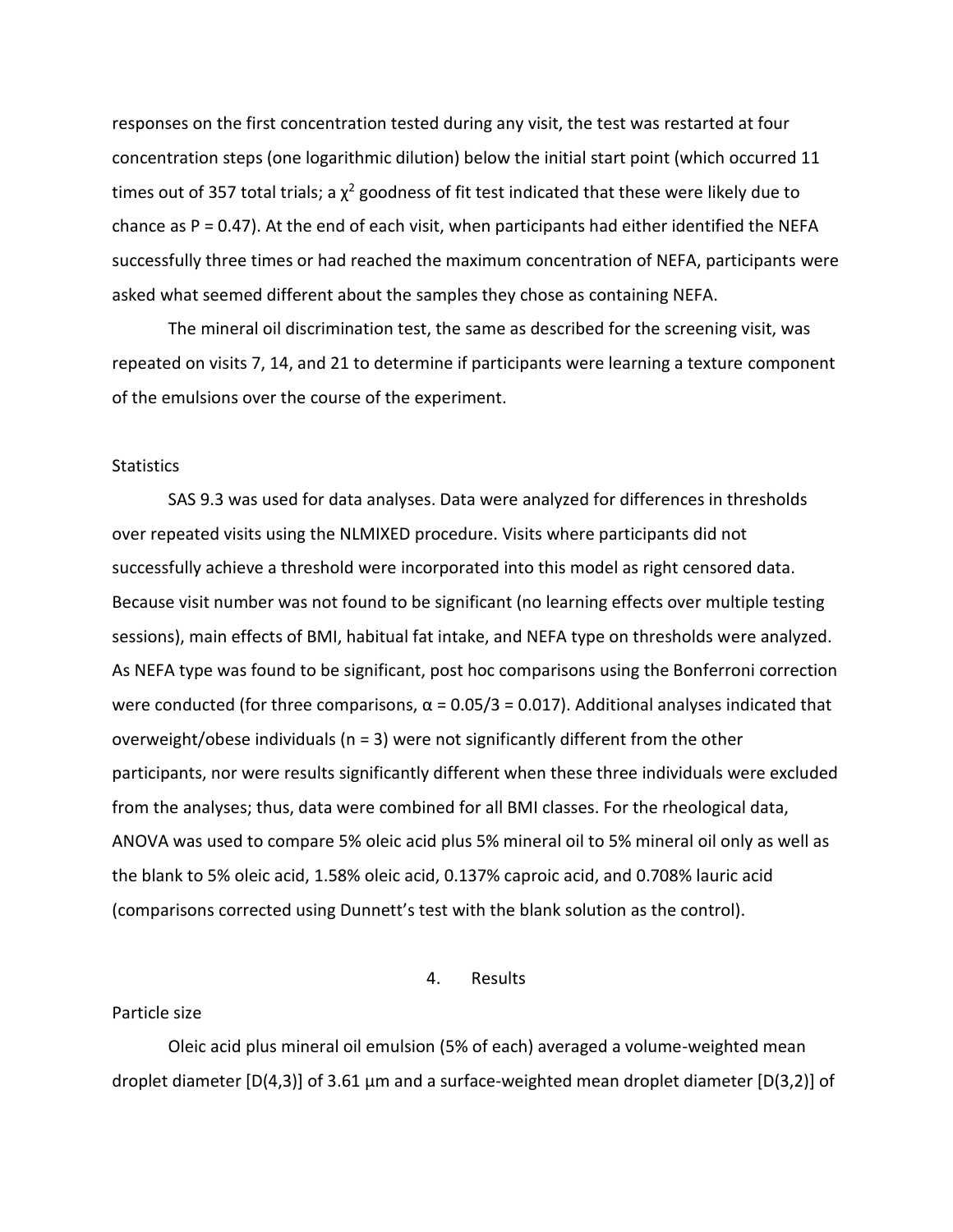responses on the first concentration tested during any visit, the test was restarted at four concentration steps (one logarithmic dilution) below the initial start point (which occurred 11 times out of 357 total trials; a $\chi^2$ goodness of fit test indicated that these were likely due to chance as P = 0.47). At the end of each visit, when participants had either identified the NEFA successfully three times or had reached the maximum concentration of NEFA, participants were asked what seemed different about the samples they chose as containing NEFA.

The mineral oil discrimination test, the same as described for the screening visit, was repeated on visits 7, 14, and 21 to determine if participants were learning a texture component of the emulsions over the course of the experiment.

### Statistics

SAS 9.3 was used for data analyses. Data were analyzed for differences in thresholds over repeated visits using the NLMIXED procedure. Visits where participants did not successfully achieve a threshold were incorporated into this model as right censored data. Because visit number was not found to be significant (no learning effects over multiple testing sessions), main effects of BMI, habitual fat intake, and NEFA type on thresholds were analyzed. As NEFA type was found to be significant, post hoc comparisons using the Bonferroni correction were conducted (for three comparisons, $\alpha = 0.05/3 = 0.017$). Additional analyses indicated that overweight/obese individuals (n = 3) were not significantly different from the other participants, nor were results significantly different when these three individuals were excluded from the analyses; thus, data were combined for all BMI classes. For the rheological data, ANOVA was used to compare 5% oleic acid plus 5% mineral oil to 5% mineral oil only as well as the blank to 5% oleic acid, 1.58% oleic acid, 0.137% caproic acid, and 0.708% lauric acid (comparisons corrected using Dunnett's test with the blank solution as the control).

## 4. Results

### Particle size

Oleic acid plus mineral oil emulsion (5% of each) averaged a volume-weighted mean droplet diameter [D(4,3)] of 3.61 µm and a surface-weighted mean droplet diameter [D(3,2)] of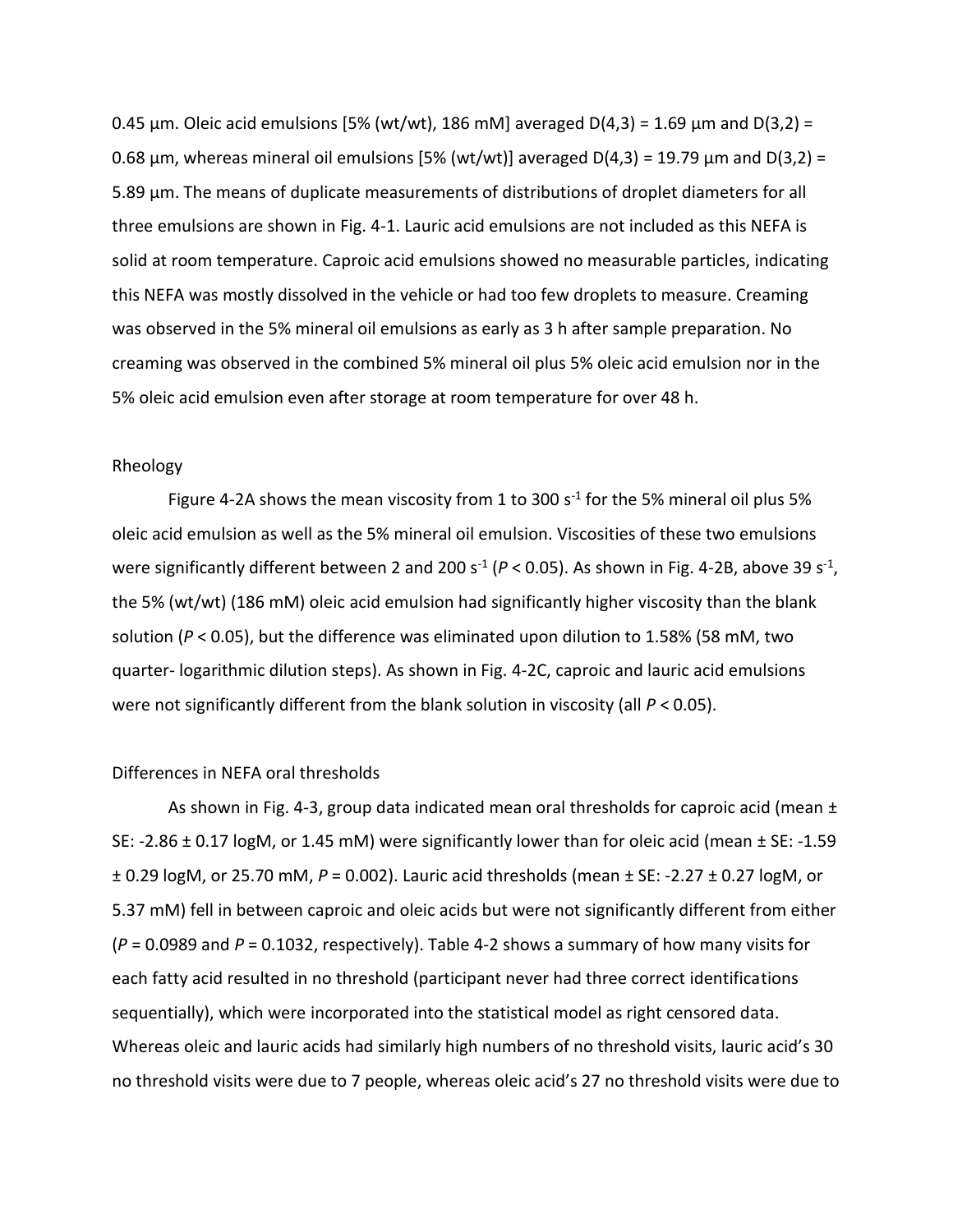0.45 µm. Oleic acid emulsions [5% (wt/wt), 186 mM] averaged D(4,3) = 1.69 µm and D(3,2) = 0.68 µm, whereas mineral oil emulsions [5% (wt/wt)] averaged D(4,3) = 19.79 µm and D(3,2) = 5.89 µm. The means of duplicate measurements of distributions of droplet diameters for all three emulsions are shown in Fig. 4-1. Lauric acid emulsions are not included as this NEFA is solid at room temperature. Caproic acid emulsions showed no measurable particles, indicating this NEFA was mostly dissolved in the vehicle or had too few droplets to measure. Creaming was observed in the 5% mineral oil emulsions as early as 3 h after sample preparation. No creaming was observed in the combined 5% mineral oil plus 5% oleic acid emulsion nor in the 5% oleic acid emulsion even after storage at room temperature for over 48 h.

### Rheology

Figure 4-2A shows the mean viscosity from 1 to 300 $s^{-1}$ for the 5% mineral oil plus 5% oleic acid emulsion as well as the 5% mineral oil emulsion. Viscosities of these two emulsions were significantly different between 2 and 200 $s^{-1}$ ($P < 0.05$). As shown in Fig. 4-2B, above 39 $s^{-1}$, the 5% (wt/wt) (186 mM) oleic acid emulsion had significantly higher viscosity than the blank solution ($P < 0.05$), but the difference was eliminated upon dilution to 1.58% (58 mM, two quarter- logarithmic dilution steps). As shown in Fig. 4-2C, caproic and lauric acid emulsions were not significantly different from the blank solution in viscosity (all $P < 0.05$).

### Differences in NEFA oral thresholds

As shown in Fig. 4-3, group data indicated mean oral thresholds for caproic acid (mean ± SE: -2.86 ± 0.17 logM, or 1.45 mM) were significantly lower than for oleic acid (mean ± SE: -1.59 ± 0.29 logM, or 25.70 mM, $P = 0.002$). Lauric acid thresholds (mean ± SE: -2.27 ± 0.27 logM, or 5.37 mM) fell in between caproic and oleic acids but were not significantly different from either ($P = 0.0989$ and $P = 0.1032$, respectively). Table 4-2 shows a summary of how many visits for each fatty acid resulted in no threshold (participant never had three correct identifications sequentially), which were incorporated into the statistical model as right censored data. Whereas oleic and lauric acids had similarly high numbers of no threshold visits, lauric acid's 30 no threshold visits were due to 7 people, whereas oleic acid's 27 no threshold visits were due to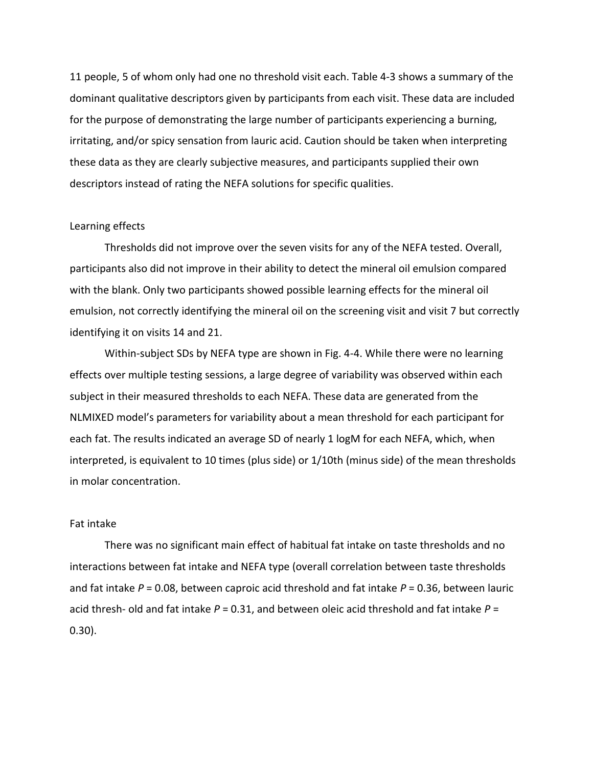11 people, 5 of whom only had one no threshold visit each. Table 4-3 shows a summary of the dominant qualitative descriptors given by participants from each visit. These data are included for the purpose of demonstrating the large number of participants experiencing a burning, irritating, and/or spicy sensation from lauric acid. Caution should be taken when interpreting these data as they are clearly subjective measures, and participants supplied their own descriptors instead of rating the NEFA solutions for specific qualities.

## Learning effects

Thresholds did not improve over the seven visits for any of the NEFA tested. Overall, participants also did not improve in their ability to detect the mineral oil emulsion compared with the blank. Only two participants showed possible learning effects for the mineral oil emulsion, not correctly identifying the mineral oil on the screening visit and visit 7 but correctly identifying it on visits 14 and 21.

Within-subject SDs by NEFA type are shown in Fig. 4-4. While there were no learning effects over multiple testing sessions, a large degree of variability was observed within each subject in their measured thresholds to each NEFA. These data are generated from the NLMIXED model's parameters for variability about a mean threshold for each participant for each fat. The results indicated an average SD of nearly 1 logM for each NEFA, which, when interpreted, is equivalent to 10 times (plus side) or 1/10th (minus side) of the mean thresholds in molar concentration.

## Fat intake

There was no significant main effect of habitual fat intake on taste thresholds and no interactions between fat intake and NEFA type (overall correlation between taste thresholds and fat intake $P = 0.08$, between caproic acid threshold and fat intake $P = 0.36$, between lauric acid thresh- old and fat intake $P = 0.31$, and between oleic acid threshold and fat intake $P = 0.30$).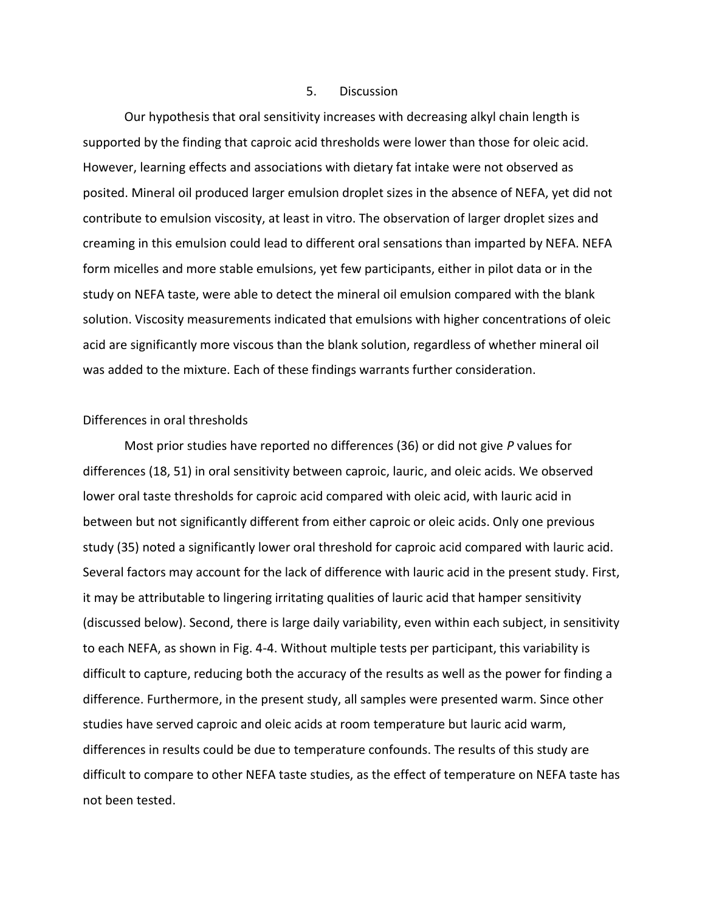# 5. Discussion

Our hypothesis that oral sensitivity increases with decreasing alkyl chain length is supported by the finding that caproic acid thresholds were lower than those for oleic acid. However, learning effects and associations with dietary fat intake were not observed as posited. Mineral oil produced larger emulsion droplet sizes in the absence of NEFA, yet did not contribute to emulsion viscosity, at least in vitro. The observation of larger droplet sizes and creaming in this emulsion could lead to different oral sensations than imparted by NEFA. NEFA form micelles and more stable emulsions, yet few participants, either in pilot data or in the study on NEFA taste, were able to detect the mineral oil emulsion compared with the blank solution. Viscosity measurements indicated that emulsions with higher concentrations of oleic acid are significantly more viscous than the blank solution, regardless of whether mineral oil was added to the mixture. Each of these findings warrants further consideration.

## Differences in oral thresholds

Most prior studies have reported no differences (36) or did not give *P* values for differences (18, 51) in oral sensitivity between caproic, lauric, and oleic acids. We observed lower oral taste thresholds for caproic acid compared with oleic acid, with lauric acid in between but not significantly different from either caproic or oleic acids. Only one previous study (35) noted a significantly lower oral threshold for caproic acid compared with lauric acid. Several factors may account for the lack of difference with lauric acid in the present study. First, it may be attributable to lingering irritating qualities of lauric acid that hamper sensitivity (discussed below). Second, there is large daily variability, even within each subject, in sensitivity to each NEFA, as shown in Fig. 4-4. Without multiple tests per participant, this variability is difficult to capture, reducing both the accuracy of the results as well as the power for finding a difference. Furthermore, in the present study, all samples were presented warm. Since other studies have served caproic and oleic acids at room temperature but lauric acid warm, differences in results could be due to temperature confounds. The results of this study are difficult to compare to other NEFA taste studies, as the effect of temperature on NEFA taste has not been tested.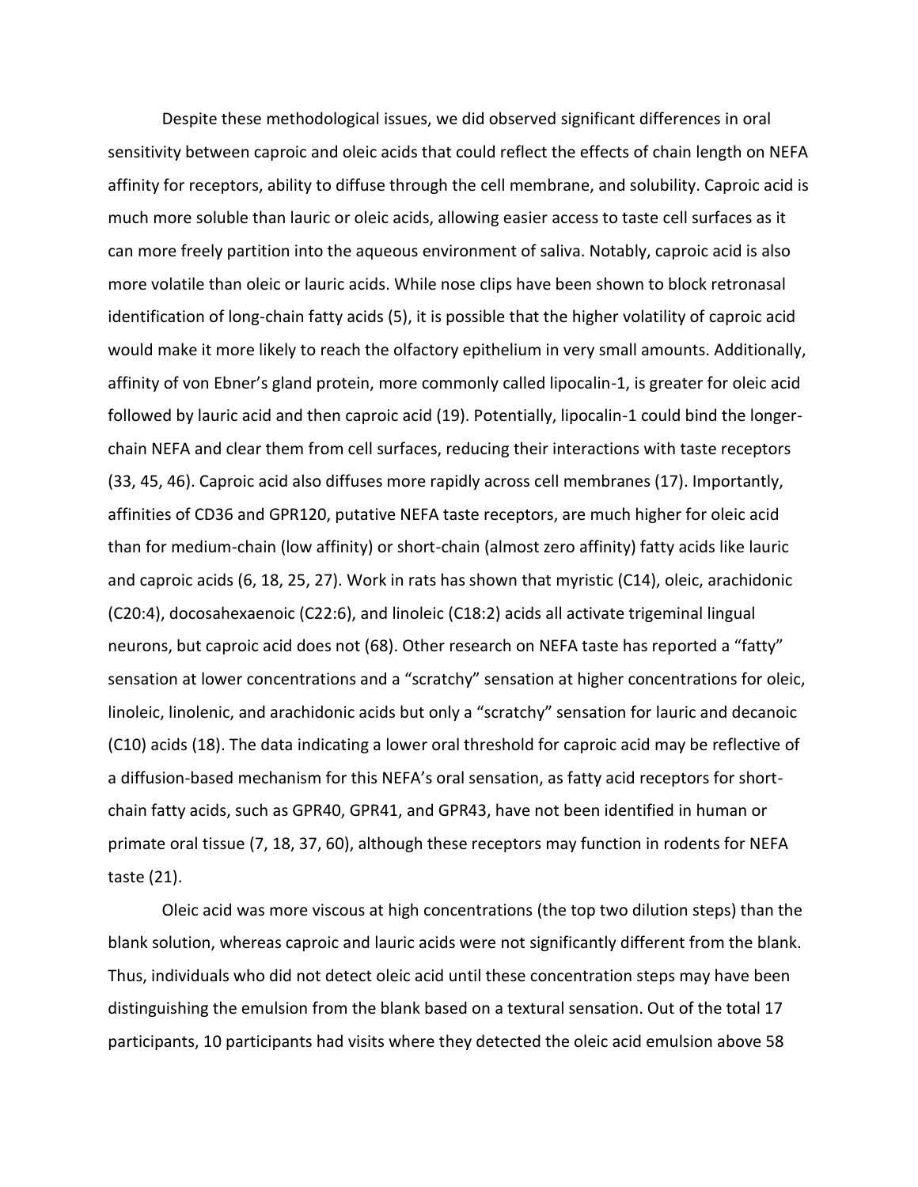Despite these methodological issues, we did observed significant differences in oral sensitivity between caproic and oleic acids that could reflect the effects of chain length on NEFA affinity for receptors, ability to diffuse through the cell membrane, and solubility. Caproic acid is much more soluble than lauric or oleic acids, allowing easier access to taste cell surfaces as it can more freely partition into the aqueous environment of saliva. Notably, caproic acid is also more volatile than oleic or lauric acids. While nose clips have been shown to block retronasal identification of long-chain fatty acids (5), it is possible that the higher volatility of caproic acid would make it more likely to reach the olfactory epithelium in very small amounts. Additionally, affinity of von Ebner's gland protein, more commonly called lipocalin-1, is greater for oleic acid followed by lauric acid and then caproic acid (19). Potentially, lipocalin-1 could bind the longer-chain NEFA and clear them from cell surfaces, reducing their interactions with taste receptors (33, 45, 46). Caproic acid also diffuses more rapidly across cell membranes (17). Importantly, affinities of CD36 and GPR120, putative NEFA taste receptors, are much higher for oleic acid than for medium-chain (low affinity) or short-chain (almost zero affinity) fatty acids like lauric and caproic acids (6, 18, 25, 27). Work in rats has shown that myristic (C14), oleic, arachidonic (C20:4), docosahexaenoic (C22:6), and linoleic (C18:2) acids all activate trigeminal lingual neurons, but caproic acid does not (68). Other research on NEFA taste has reported a "fatty" sensation at lower concentrations and a "scratchy" sensation at higher concentrations for oleic, linoleic, linolenic, and arachidonic acids but only a "scratchy" sensation for lauric and decanoic (C10) acids (18). The data indicating a lower oral threshold for caproic acid may be reflective of a diffusion-based mechanism for this NEFA's oral sensation, as fatty acid receptors for short-chain fatty acids, such as GPR40, GPR41, and GPR43, have not been identified in human or primate oral tissue (7, 18, 37, 60), although these receptors may function in rodents for NEFA taste (21).

Oleic acid was more viscous at high concentrations (the top two dilution steps) than the blank solution, whereas caproic and lauric acids were not significantly different from the blank. Thus, individuals who did not detect oleic acid until these concentration steps may have been distinguishing the emulsion from the blank based on a textural sensation. Out of the total 17 participants, 10 participants had visits where they detected the oleic acid emulsion above 58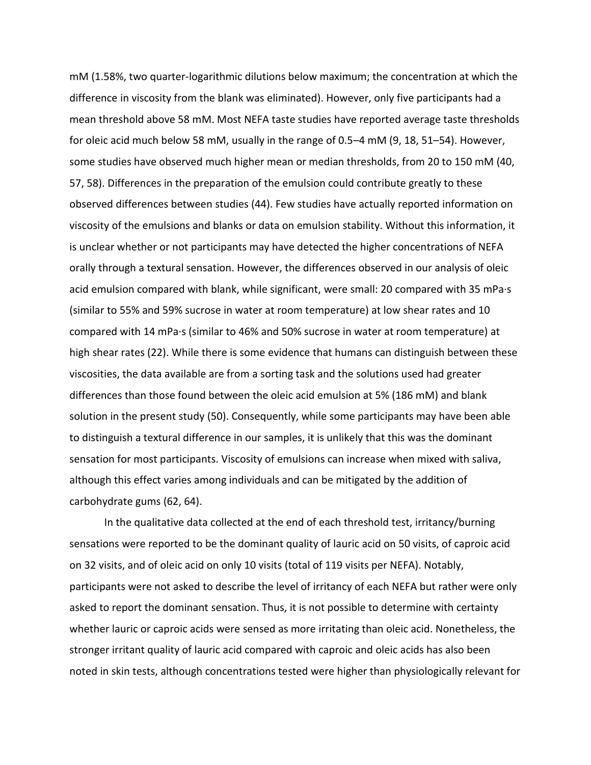mM (1.58%, two quarter-logarithmic dilutions below maximum; the concentration at which the difference in viscosity from the blank was eliminated). However, only five participants had a mean threshold above 58 mM. Most NEFA taste studies have reported average taste thresholds for oleic acid much below 58 mM, usually in the range of 0.5–4 mM (9, 18, 51–54). However, some studies have observed much higher mean or median thresholds, from 20 to 150 mM (40, 57, 58). Differences in the preparation of the emulsion could contribute greatly to these observed differences between studies (44). Few studies have actually reported information on viscosity of the emulsions and blanks or data on emulsion stability. Without this information, it is unclear whether or not participants may have detected the higher concentrations of NEFA orally through a textural sensation. However, the differences observed in our analysis of oleic acid emulsion compared with blank, while significant, were small: 20 compared with 35 mPa·s (similar to 55% and 59% sucrose in water at room temperature) at low shear rates and 10 compared with 14 mPa·s (similar to 46% and 50% sucrose in water at room temperature) at high shear rates (22). While there is some evidence that humans can distinguish between these viscosities, the data available are from a sorting task and the solutions used had greater differences than those found between the oleic acid emulsion at 5% (186 mM) and blank solution in the present study (50). Consequently, while some participants may have been able to distinguish a textural difference in our samples, it is unlikely that this was the dominant sensation for most participants. Viscosity of emulsions can increase when mixed with saliva, although this effect varies among individuals and can be mitigated by the addition of carbohydrate gums (62, 64).

In the qualitative data collected at the end of each threshold test, irritancy/burning sensations were reported to be the dominant quality of lauric acid on 50 visits, of caproic acid on 32 visits, and of oleic acid on only 10 visits (total of 119 visits per NEFA). Notably, participants were not asked to describe the level of irritancy of each NEFA but rather were only asked to report the dominant sensation. Thus, it is not possible to determine with certainty whether lauric or caproic acids were sensed as more irritating than oleic acid. Nonetheless, the stronger irritant quality of lauric acid compared with caproic and oleic acids has also been noted in skin tests, although concentrations tested were higher than physiologically relevant for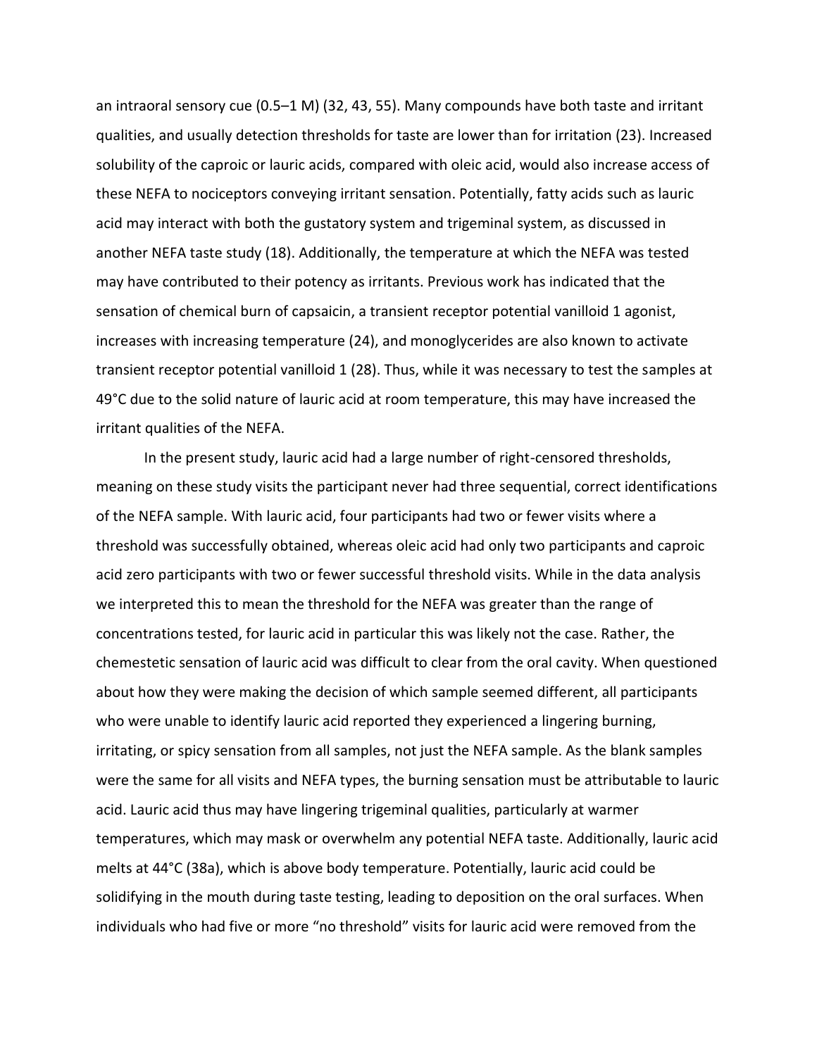an intraoral sensory cue (0.5–1 M) (32, 43, 55). Many compounds have both taste and irritant qualities, and usually detection thresholds for taste are lower than for irritation (23). Increased solubility of the caproic or lauric acids, compared with oleic acid, would also increase access of these NEFA to nociceptors conveying irritant sensation. Potentially, fatty acids such as lauric acid may interact with both the gustatory system and trigeminal system, as discussed in another NEFA taste study (18). Additionally, the temperature at which the NEFA was tested may have contributed to their potency as irritants. Previous work has indicated that the sensation of chemical burn of capsaicin, a transient receptor potential vanilloid 1 agonist, increases with increasing temperature (24), and monoglycerides are also known to activate transient receptor potential vanilloid 1 (28). Thus, while it was necessary to test the samples at 49°C due to the solid nature of lauric acid at room temperature, this may have increased the irritant qualities of the NEFA.

In the present study, lauric acid had a large number of right-censored thresholds, meaning on these study visits the participant never had three sequential, correct identifications of the NEFA sample. With lauric acid, four participants had two or fewer visits where a threshold was successfully obtained, whereas oleic acid had only two participants and caproic acid zero participants with two or fewer successful threshold visits. While in the data analysis we interpreted this to mean the threshold for the NEFA was greater than the range of concentrations tested, for lauric acid in particular this was likely not the case. Rather, the chemestetic sensation of lauric acid was difficult to clear from the oral cavity. When questioned about how they were making the decision of which sample seemed different, all participants who were unable to identify lauric acid reported they experienced a lingering burning, irritating, or spicy sensation from all samples, not just the NEFA sample. As the blank samples were the same for all visits and NEFA types, the burning sensation must be attributable to lauric acid. Lauric acid thus may have lingering trigeminal qualities, particularly at warmer temperatures, which may mask or overwhelm any potential NEFA taste. Additionally, lauric acid melts at 44°C (38a), which is above body temperature. Potentially, lauric acid could be solidifying in the mouth during taste testing, leading to deposition on the oral surfaces. When individuals who had five or more "no threshold" visits for lauric acid were removed from the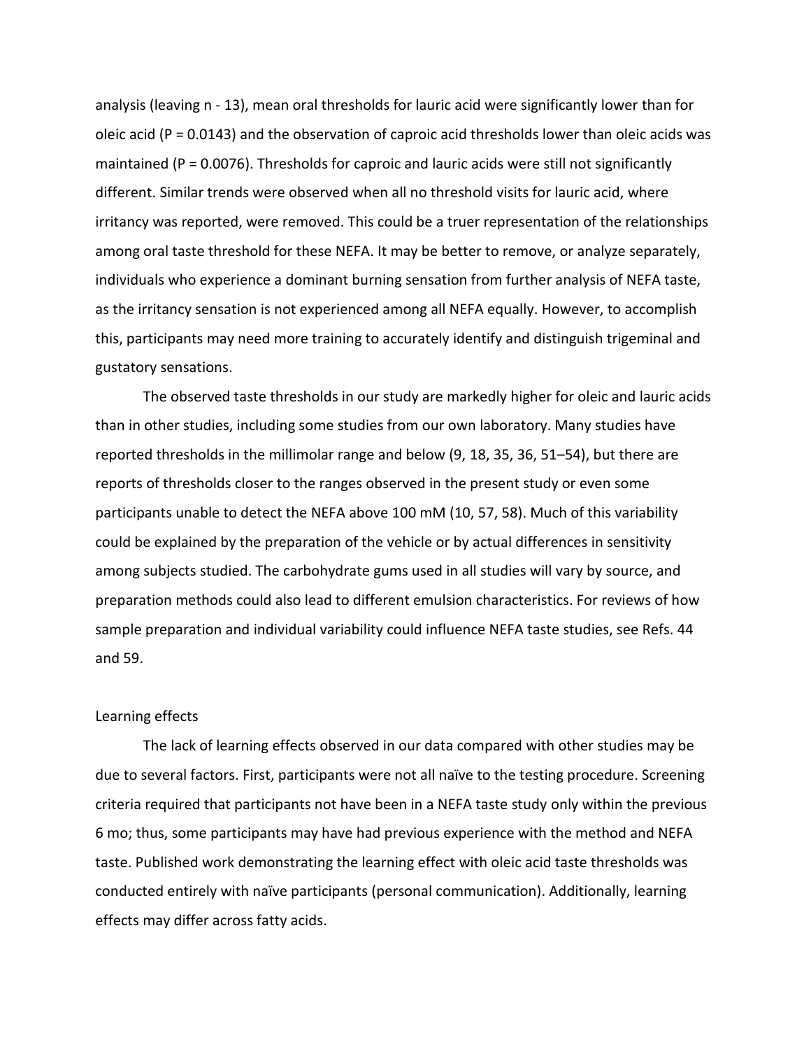analysis (leaving n - 13), mean oral thresholds for lauric acid were significantly lower than for oleic acid ($P = 0.0143$) and the observation of caproic acid thresholds lower than oleic acids was maintained ($P = 0.0076$). Thresholds for caproic and lauric acids were still not significantly different. Similar trends were observed when all no threshold visits for lauric acid, where irritancy was reported, were removed. This could be a truer representation of the relationships among oral taste threshold for these NEFA. It may be better to remove, or analyze separately, individuals who experience a dominant burning sensation from further analysis of NEFA taste, as the irritancy sensation is not experienced among all NEFA equally. However, to accomplish this, participants may need more training to accurately identify and distinguish trigeminal and gustatory sensations.

The observed taste thresholds in our study are markedly higher for oleic and lauric acids than in other studies, including some studies from our own laboratory. Many studies have reported thresholds in the millimolar range and below (9, 18, 35, 36, 51–54), but there are reports of thresholds closer to the ranges observed in the present study or even some participants unable to detect the NEFA above 100 mM (10, 57, 58). Much of this variability could be explained by the preparation of the vehicle or by actual differences in sensitivity among subjects studied. The carbohydrate gums used in all studies will vary by source, and preparation methods could also lead to different emulsion characteristics. For reviews of how sample preparation and individual variability could influence NEFA taste studies, see Refs. 44 and 59.

## Learning effects

The lack of learning effects observed in our data compared with other studies may be due to several factors. First, participants were not all naïve to the testing procedure. Screening criteria required that participants not have been in a NEFA taste study only within the previous 6 mo; thus, some participants may have had previous experience with the method and NEFA taste. Published work demonstrating the learning effect with oleic acid taste thresholds was conducted entirely with naïve participants (personal communication). Additionally, learning effects may differ across fatty acids.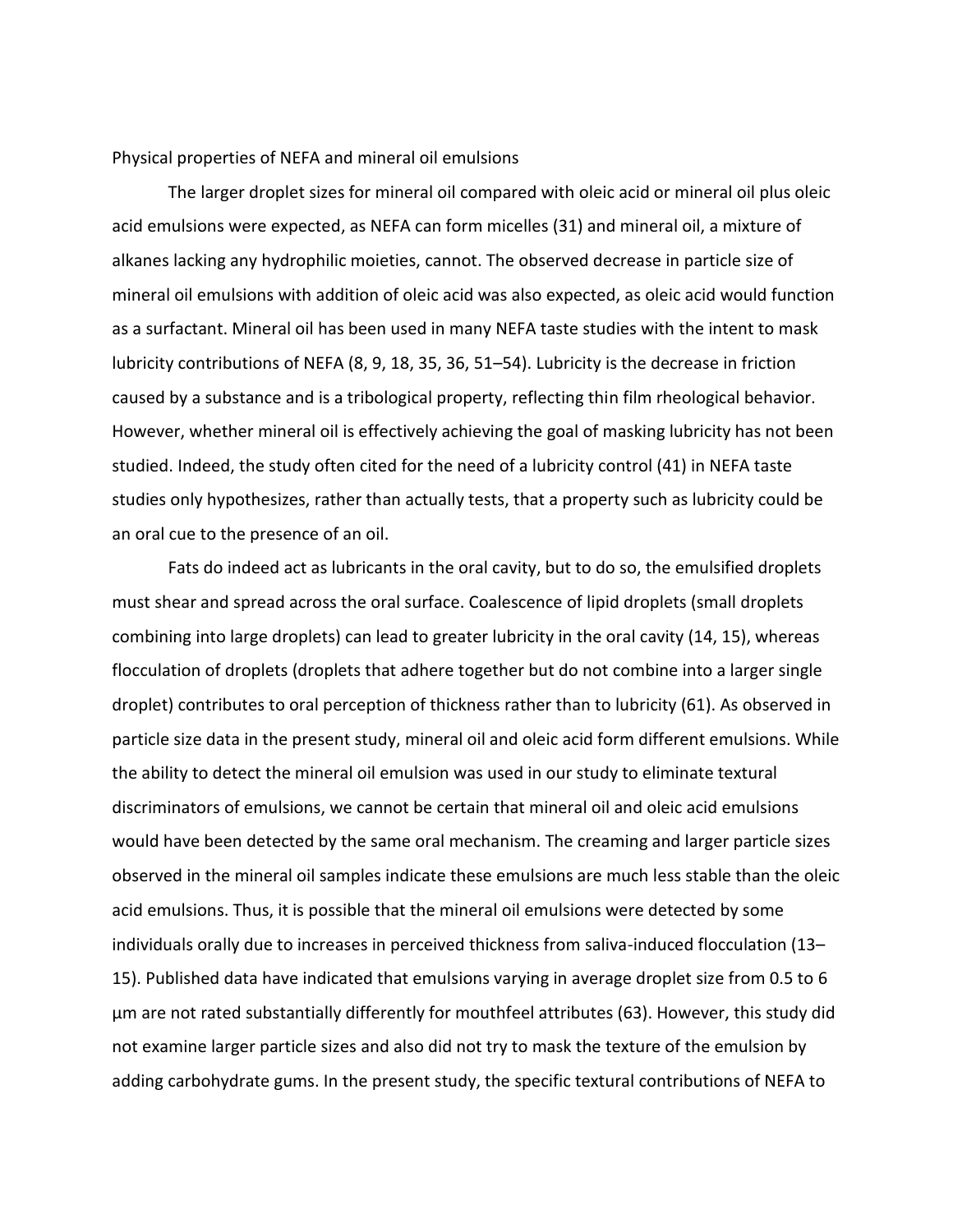Physical properties of NEFA and mineral oil emulsions

The larger droplet sizes for mineral oil compared with oleic acid or mineral oil plus oleic acid emulsions were expected, as NEFA can form micelles (31) and mineral oil, a mixture of alkanes lacking any hydrophilic moieties, cannot. The observed decrease in particle size of mineral oil emulsions with addition of oleic acid was also expected, as oleic acid would function as a surfactant. Mineral oil has been used in many NEFA taste studies with the intent to mask lubricity contributions of NEFA (8, 9, 18, 35, 36, 51–54). Lubricity is the decrease in friction caused by a substance and is a tribological property, reflecting thin film rheological behavior. However, whether mineral oil is effectively achieving the goal of masking lubricity has not been studied. Indeed, the study often cited for the need of a lubricity control (41) in NEFA taste studies only hypothesizes, rather than actually tests, that a property such as lubricity could be an oral cue to the presence of an oil.

Fats do indeed act as lubricants in the oral cavity, but to do so, the emulsified droplets must shear and spread across the oral surface. Coalescence of lipid droplets (small droplets combining into large droplets) can lead to greater lubricity in the oral cavity (14, 15), whereas flocculation of droplets (droplets that adhere together but do not combine into a larger single droplet) contributes to oral perception of thickness rather than to lubricity (61). As observed in particle size data in the present study, mineral oil and oleic acid form different emulsions. While the ability to detect the mineral oil emulsion was used in our study to eliminate textural discriminators of emulsions, we cannot be certain that mineral oil and oleic acid emulsions would have been detected by the same oral mechanism. The creaming and larger particle sizes observed in the mineral oil samples indicate these emulsions are much less stable than the oleic acid emulsions. Thus, it is possible that the mineral oil emulsions were detected by some individuals orally due to increases in perceived thickness from saliva-induced flocculation (13–15). Published data have indicated that emulsions varying in average droplet size from 0.5 to 6 µm are not rated substantially differently for mouthfeel attributes (63). However, this study did not examine larger particle sizes and also did not try to mask the texture of the emulsion by adding carbohydrate gums. In the present study, the specific textural contributions of NEFA to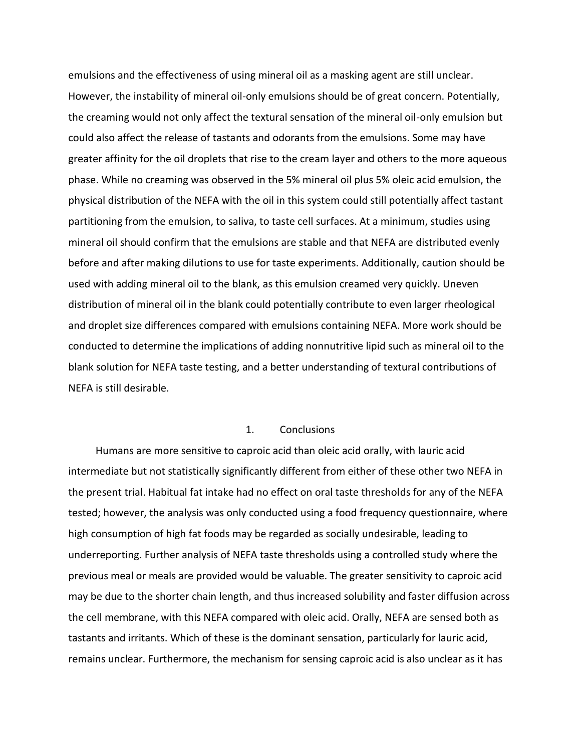emulsions and the effectiveness of using mineral oil as a masking agent are still unclear. However, the instability of mineral oil-only emulsions should be of great concern. Potentially, the creaming would not only affect the textural sensation of the mineral oil-only emulsion but could also affect the release of tastants and odorants from the emulsions. Some may have greater affinity for the oil droplets that rise to the cream layer and others to the more aqueous phase. While no creaming was observed in the 5% mineral oil plus 5% oleic acid emulsion, the physical distribution of the NEFA with the oil in this system could still potentially affect tastant partitioning from the emulsion, to saliva, to taste cell surfaces. At a minimum, studies using mineral oil should confirm that the emulsions are stable and that NEFA are distributed evenly before and after making dilutions to use for taste experiments. Additionally, caution should be used with adding mineral oil to the blank, as this emulsion creamed very quickly. Uneven distribution of mineral oil in the blank could potentially contribute to even larger rheological and droplet size differences compared with emulsions containing NEFA. More work should be conducted to determine the implications of adding nonnutritive lipid such as mineral oil to the blank solution for NEFA taste testing, and a better understanding of textural contributions of NEFA is still desirable.

## 1. Conclusions

Humans are more sensitive to caproic acid than oleic acid orally, with lauric acid intermediate but not statistically significantly different from either of these other two NEFA in the present trial. Habitual fat intake had no effect on oral taste thresholds for any of the NEFA tested; however, the analysis was only conducted using a food frequency questionnaire, where high consumption of high fat foods may be regarded as socially undesirable, leading to underreporting. Further analysis of NEFA taste thresholds using a controlled study where the previous meal or meals are provided would be valuable. The greater sensitivity to caproic acid may be due to the shorter chain length, and thus increased solubility and faster diffusion across the cell membrane, with this NEFA compared with oleic acid. Orally, NEFA are sensed both as tastants and irritants. Which of these is the dominant sensation, particularly for lauric acid, remains unclear. Furthermore, the mechanism for sensing caproic acid is also unclear as it has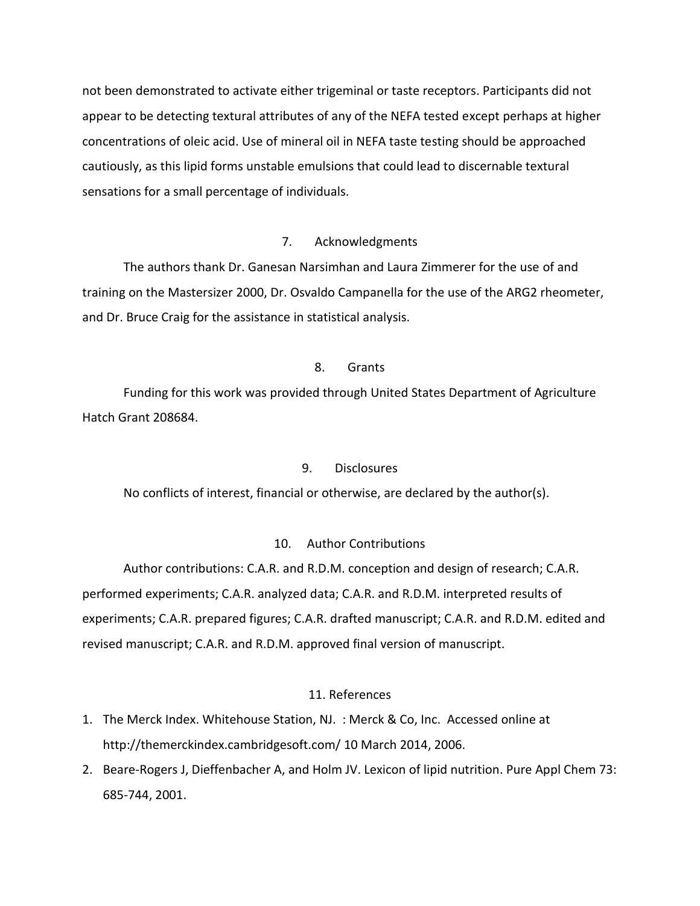not been demonstrated to activate either trigeminal or taste receptors. Participants did not appear to be detecting textural attributes of any of the NEFA tested except perhaps at higher concentrations of oleic acid. Use of mineral oil in NEFA taste testing should be approached cautiously, as this lipid forms unstable emulsions that could lead to discernable textural sensations for a small percentage of individuals.

## 7. Acknowledgments

The authors thank Dr. Ganesan Narsimhan and Laura Zimmerer for the use of and training on the Mastersizer 2000, Dr. Osvaldo Campanella for the use of the ARG2 rheometer, and Dr. Bruce Craig for the assistance in statistical analysis.

## 8. Grants

Funding for this work was provided through United States Department of Agriculture Hatch Grant 208684.

## 9. Disclosures

No conflicts of interest, financial or otherwise, are declared by the author(s).

## 10. Author Contributions

Author contributions: C.A.R. and R.D.M. conception and design of research; C.A.R. performed experiments; C.A.R. analyzed data; C.A.R. and R.D.M. interpreted results of experiments; C.A.R. prepared figures; C.A.R. drafted manuscript; C.A.R. and R.D.M. edited and revised manuscript; C.A.R. and R.D.M. approved final version of manuscript.

## 11. References

1. The Merck Index. Whitehouse Station, NJ. : Merck & Co, Inc. Accessed online at http://themerckindex.cambridgesoft.com/ 10 March 2014, 2006.
2. Beare-Rogers J, Dieffenbacher A, and Holm JV. Lexicon of lipid nutrition. Pure Appl Chem 73: 685-744, 2001.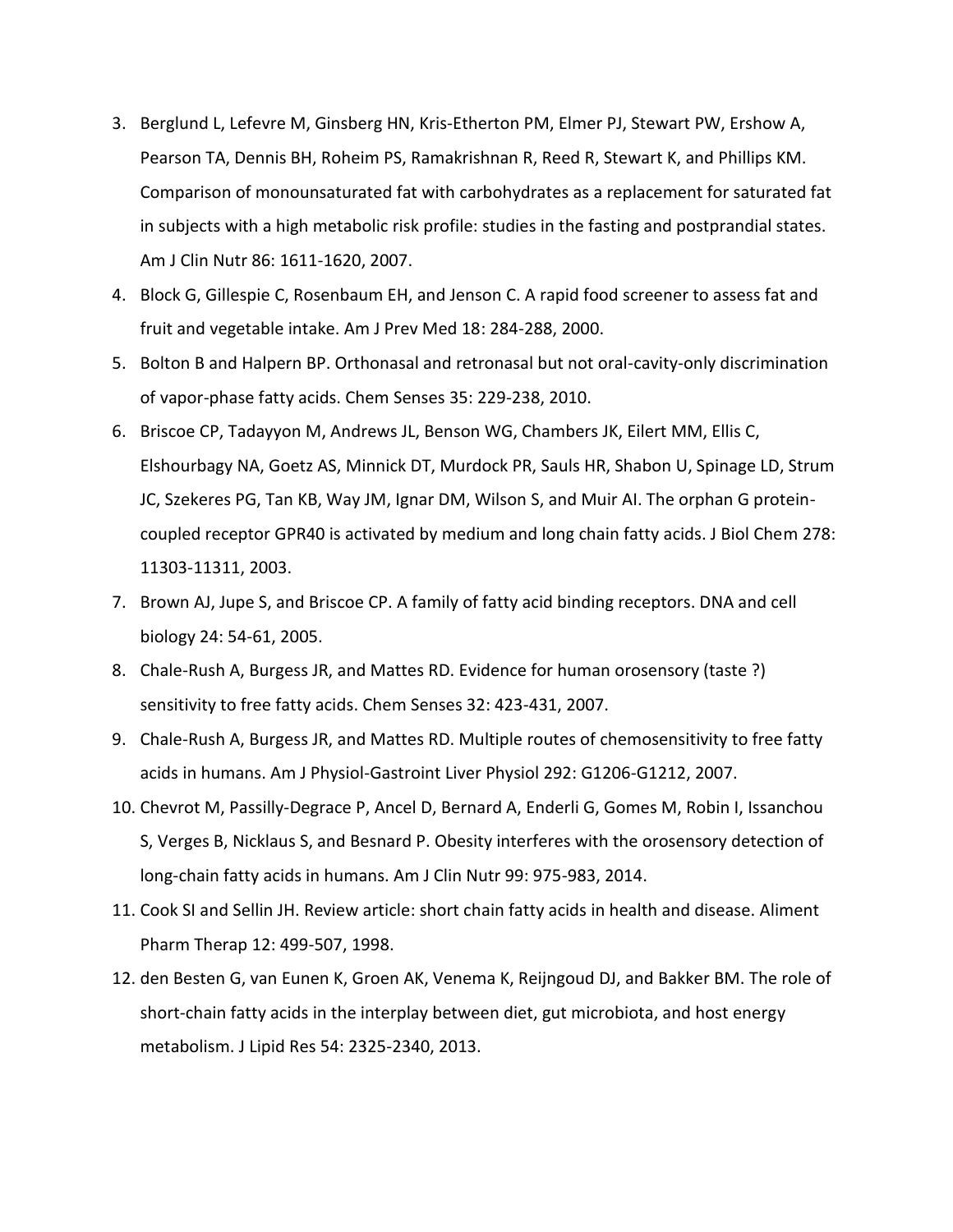3. Berglund L, Lefevre M, Ginsberg HN, Kris-Etherton PM, Elmer PJ, Stewart PW, Ershow A, Pearson TA, Dennis BH, Roheim PS, Ramakrishnan R, Reed R, Stewart K, and Phillips KM. Comparison of monounsaturated fat with carbohydrates as a replacement for saturated fat in subjects with a high metabolic risk profile: studies in the fasting and postprandial states. Am J Clin Nutr 86: 1611-1620, 2007.
4. Block G, Gillespie C, Rosenbaum EH, and Jenson C. A rapid food screener to assess fat and fruit and vegetable intake. Am J Prev Med 18: 284-288, 2000.
5. Bolton B and Halpern BP. Orthonasal and retronasal but not oral-cavity-only discrimination of vapor-phase fatty acids. Chem Senses 35: 229-238, 2010.
6. Briscoe CP, Tadayyon M, Andrews JL, Benson WG, Chambers JK, Eilert MM, Ellis C, Elshourbagy NA, Goetz AS, Minnick DT, Murdock PR, Sauls HR, Shabon U, Spinage LD, Strum JC, Szekeres PG, Tan KB, Way JM, Ignar DM, Wilson S, and Muir AI. The orphan G protein-coupled receptor GPR40 is activated by medium and long chain fatty acids. J Biol Chem 278: 11303-11311, 2003.
7. Brown AJ, Jupe S, and Briscoe CP. A family of fatty acid binding receptors. DNA and cell biology 24: 54-61, 2005.
8. Chale-Rush A, Burgess JR, and Mattes RD. Evidence for human orosensory (taste ?) sensitivity to free fatty acids. Chem Senses 32: 423-431, 2007.
9. Chale-Rush A, Burgess JR, and Mattes RD. Multiple routes of chemosensitivity to free fatty acids in humans. Am J Physiol-Gastroint Liver Physiol 292: G1206-G1212, 2007.
10. Chevrot M, Passilly-Degrace P, Ancel D, Bernard A, Enderli G, Gomes M, Robin I, Issanchou S, Verges B, Nicklaus S, and Besnard P. Obesity interferes with the orosensory detection of long-chain fatty acids in humans. Am J Clin Nutr 99: 975-983, 2014.
11. Cook SI and Sellin JH. Review article: short chain fatty acids in health and disease. Aliment Pharm Therap 12: 499-507, 1998.
12. den Besten G, van Eunen K, Groen AK, Venema K, Reijngoud DJ, and Bakker BM. The role of short-chain fatty acids in the interplay between diet, gut microbiota, and host energy metabolism. J Lipid Res 54: 2325-2340, 2013.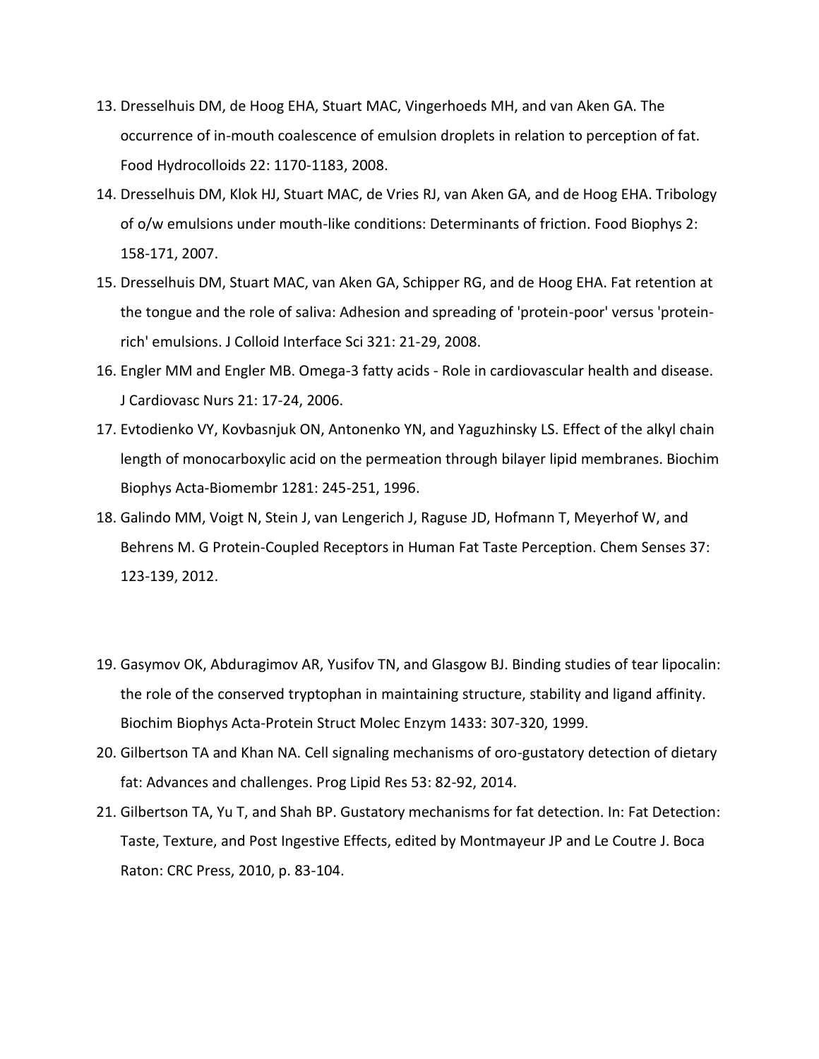13. Dresselhuis DM, de Hoog EHA, Stuart MAC, Vingerhoeds MH, and van Aken GA. The occurrence of in-mouth coalescence of emulsion droplets in relation to perception of fat. Food Hydrocolloids 22: 1170-1183, 2008.
14. Dresselhuis DM, Klok HJ, Stuart MAC, de Vries RJ, van Aken GA, and de Hoog EHA. Tribology of o/w emulsions under mouth-like conditions: Determinants of friction. Food Biophys 2: 158-171, 2007.
15. Dresselhuis DM, Stuart MAC, van Aken GA, Schipper RG, and de Hoog EHA. Fat retention at the tongue and the role of saliva: Adhesion and spreading of 'protein-poor' versus 'protein-rich' emulsions. J Colloid Interface Sci 321: 21-29, 2008.
16. Engler MM and Engler MB. Omega-3 fatty acids - Role in cardiovascular health and disease. J Cardiovasc Nurs 21: 17-24, 2006.
17. Evtodienko VY, Kovbasnjuk ON, Antonenko YN, and Yaguzhinsky LS. Effect of the alkyl chain length of monocarboxylic acid on the permeation through bilayer lipid membranes. Biochim Biophys Acta-Biomembr 1281: 245-251, 1996.
18. Galindo MM, Voigt N, Stein J, van Lengerich J, Raguse JD, Hofmann T, Meyerhof W, and Behrens M. G Protein-Coupled Receptors in Human Fat Taste Perception. Chem Senses 37: 123-139, 2012.
19. Gasymov OK, Abduragimov AR, Yusifov TN, and Glasgow BJ. Binding studies of tear lipocalin: the role of the conserved tryptophan in maintaining structure, stability and ligand affinity. Biochim Biophys Acta-Protein Struct Molec Enzym 1433: 307-320, 1999.
20. Gilbertson TA and Khan NA. Cell signaling mechanisms of oro-gustatory detection of dietary fat: Advances and challenges. Prog Lipid Res 53: 82-92, 2014.
21. Gilbertson TA, Yu T, and Shah BP. Gustatory mechanisms for fat detection. In: Fat Detection: Taste, Texture, and Post Ingestive Effects, edited by Montmayeur JP and Le Coutre J. Boca Raton: CRC Press, 2010, p. 83-104.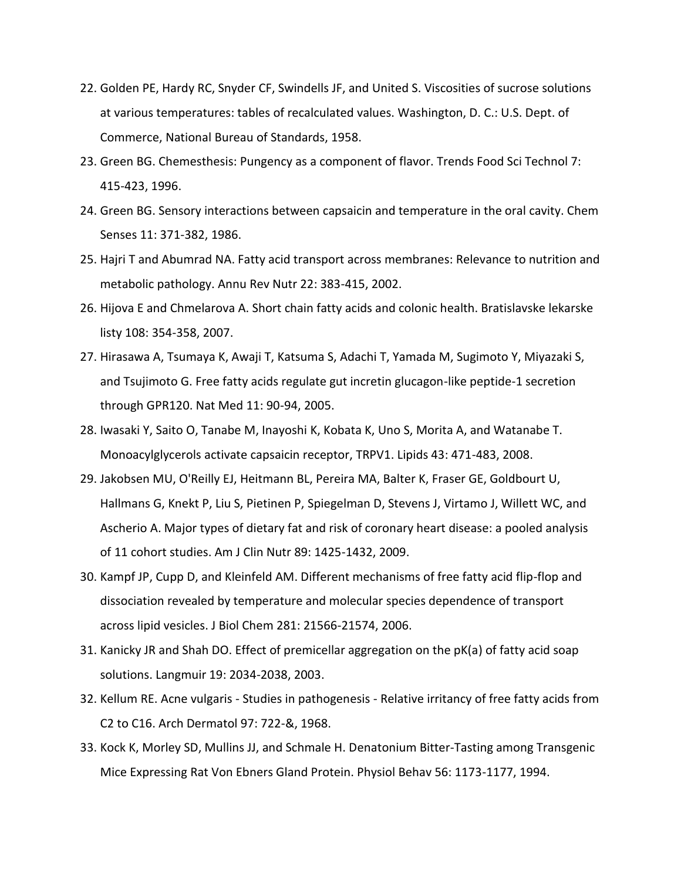22. Golden PE, Hardy RC, Snyder CF, Swindells JF, and United S. Viscosities of sucrose solutions at various temperatures: tables of recalculated values. Washington, D. C.: U.S. Dept. of Commerce, National Bureau of Standards, 1958.
23. Green BG. Chemesthesis: Pungency as a component of flavor. Trends Food Sci Technol 7: 415-423, 1996.
24. Green BG. Sensory interactions between capsaicin and temperature in the oral cavity. Chem Senses 11: 371-382, 1986.
25. Hajri T and Abumrad NA. Fatty acid transport across membranes: Relevance to nutrition and metabolic pathology. Annu Rev Nutr 22: 383-415, 2002.
26. Hijova E and Chmelarova A. Short chain fatty acids and colonic health. Bratislavske lekarske listy 108: 354-358, 2007.
27. Hirasawa A, Tsumaya K, Awaji T, Katsuma S, Adachi T, Yamada M, Sugimoto Y, Miyazaki S, and Tsujimoto G. Free fatty acids regulate gut incretin glucagon-like peptide-1 secretion through GPR120. Nat Med 11: 90-94, 2005.
28. Iwasaki Y, Saito O, Tanabe M, Inayoshi K, Kobata K, Uno S, Morita A, and Watanabe T. Monoacylglycerols activate capsaicin receptor, TRPV1. Lipids 43: 471-483, 2008.
29. Jakobsen MU, O'Reilly EJ, Heitmann BL, Pereira MA, Balter K, Fraser GE, Goldbourt U, Hallmans G, Knekt P, Liu S, Pietinen P, Spiegelman D, Stevens J, Virtamo J, Willett WC, and Ascherio A. Major types of dietary fat and risk of coronary heart disease: a pooled analysis of 11 cohort studies. Am J Clin Nutr 89: 1425-1432, 2009.
30. Kampf JP, Cupp D, and Kleinfeld AM. Different mechanisms of free fatty acid flip-flop and dissociation revealed by temperature and molecular species dependence of transport across lipid vesicles. J Biol Chem 281: 21566-21574, 2006.
31. Kanicky JR and Shah DO. Effect of premicellar aggregation on the pK(a) of fatty acid soap solutions. Langmuir 19: 2034-2038, 2003.
32. Kellum RE. Acne vulgaris - Studies in pathogenesis - Relative irritancy of free fatty acids from C2 to C16. Arch Dermatol 97: 722-&, 1968.
33. Kock K, Morley SD, Mullins JJ, and Schmale H. Denatonium Bitter-Tasting among Transgenic Mice Expressing Rat Von Ebners Gland Protein. Physiol Behav 56: 1173-1177, 1994.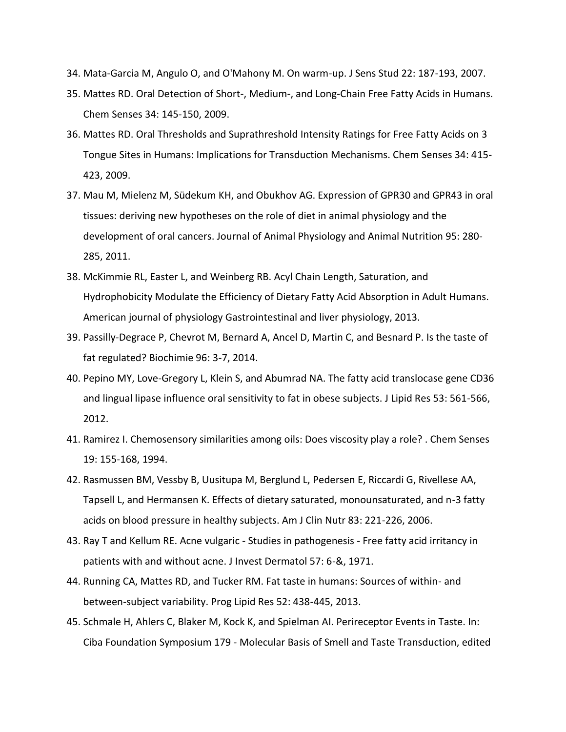34. Mata-Garcia M, Angulo O, and O'Mahony M. On warm-up. J Sens Stud 22: 187-193, 2007.
35. Mattes RD. Oral Detection of Short-, Medium-, and Long-Chain Free Fatty Acids in Humans. Chem Senses 34: 145-150, 2009.
36. Mattes RD. Oral Thresholds and Suprathreshold Intensity Ratings for Free Fatty Acids on 3 Tongue Sites in Humans: Implications for Transduction Mechanisms. Chem Senses 34: 415-423, 2009.
37. Mau M, Mielenz M, Südekum KH, and Obukhov AG. Expression of GPR30 and GPR43 in oral tissues: deriving new hypotheses on the role of diet in animal physiology and the development of oral cancers. Journal of Animal Physiology and Animal Nutrition 95: 280-285, 2011.
38. McKimmie RL, Easter L, and Weinberg RB. Acyl Chain Length, Saturation, and Hydrophobicity Modulate the Efficiency of Dietary Fatty Acid Absorption in Adult Humans. American journal of physiology Gastrointestinal and liver physiology, 2013.
39. Passilly-Degrace P, Chevrot M, Bernard A, Ancel D, Martin C, and Besnard P. Is the taste of fat regulated? Biochimie 96: 3-7, 2014.
40. Pepino MY, Love-Gregory L, Klein S, and Abumrad NA. The fatty acid translocase gene CD36 and lingual lipase influence oral sensitivity to fat in obese subjects. J Lipid Res 53: 561-566, 2012.
41. Ramirez I. Chemosensory similarities among oils: Does viscosity play a role? . Chem Senses 19: 155-168, 1994.
42. Rasmussen BM, Vessby B, Uusitupa M, Berglund L, Pedersen E, Riccardi G, Rivellese AA, Tapsell L, and Hermansen K. Effects of dietary saturated, monounsaturated, and n-3 fatty acids on blood pressure in healthy subjects. Am J Clin Nutr 83: 221-226, 2006.
43. Ray T and Kellum RE. Acne vulgaric - Studies in pathogenesis - Free fatty acid irritancy in patients with and without acne. J Invest Dermatol 57: 6-&, 1971.
44. Running CA, Mattes RD, and Tucker RM. Fat taste in humans: Sources of within- and between-subject variability. Prog Lipid Res 52: 438-445, 2013.
45. Schmale H, Ahlers C, Blaker M, Kock K, and Spielman AI. Perireceptor Events in Taste. In: Ciba Foundation Symposium 179 - Molecular Basis of Smell and Taste Transduction, edited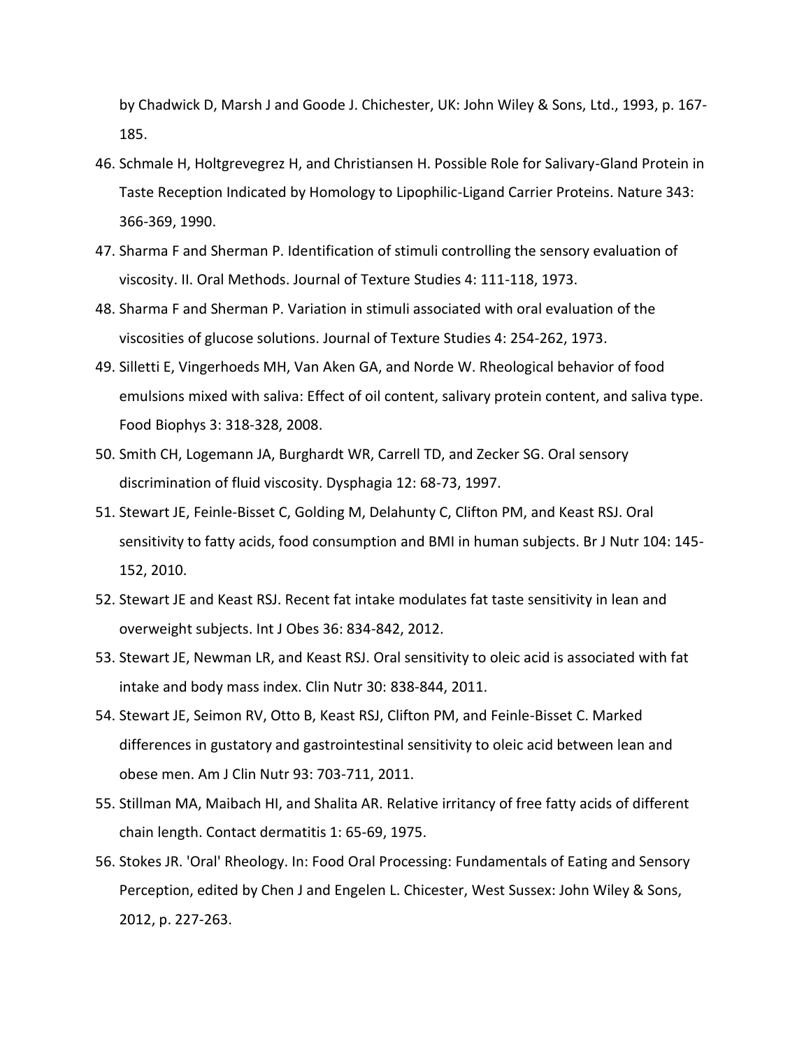by Chadwick D, Marsh J and Goode J. Chichester, UK: John Wiley & Sons, Ltd., 1993, p. 167-185.

46. Schmale H, Holtgrevegrez H, and Christiansen H. Possible Role for Salivary-Gland Protein in Taste Reception Indicated by Homology to Lipophilic-Ligand Carrier Proteins. Nature 343: 366-369, 1990.
47. Sharma F and Sherman P. Identification of stimuli controlling the sensory evaluation of viscosity. II. Oral Methods. Journal of Texture Studies 4: 111-118, 1973.
48. Sharma F and Sherman P. Variation in stimuli associated with oral evaluation of the viscosities of glucose solutions. Journal of Texture Studies 4: 254-262, 1973.
49. Silletti E, Vingerhoeds MH, Van Aken GA, and Norde W. Rheological behavior of food emulsions mixed with saliva: Effect of oil content, salivary protein content, and saliva type. Food Biophys 3: 318-328, 2008.
50. Smith CH, Logemann JA, Burghardt WR, Carrell TD, and Zecker SG. Oral sensory discrimination of fluid viscosity. Dysphagia 12: 68-73, 1997.
51. Stewart JE, Feinle-Bisset C, Golding M, Delahunty C, Clifton PM, and Keast RSJ. Oral sensitivity to fatty acids, food consumption and BMI in human subjects. Br J Nutr 104: 145-152, 2010.
52. Stewart JE and Keast RSJ. Recent fat intake modulates fat taste sensitivity in lean and overweight subjects. Int J Obes 36: 834-842, 2012.
53. Stewart JE, Newman LR, and Keast RSJ. Oral sensitivity to oleic acid is associated with fat intake and body mass index. Clin Nutr 30: 838-844, 2011.
54. Stewart JE, Seimon RV, Otto B, Keast RSJ, Clifton PM, and Feinle-Bisset C. Marked differences in gustatory and gastrointestinal sensitivity to oleic acid between lean and obese men. Am J Clin Nutr 93: 703-711, 2011.
55. Stillman MA, Maibach HI, and Shalita AR. Relative irritancy of free fatty acids of different chain length. Contact dermatitis 1: 65-69, 1975.
56. Stokes JR. 'Oral' Rheology. In: Food Oral Processing: Fundamentals of Eating and Sensory Perception, edited by Chen J and Engelen L. Chicester, West Sussex: John Wiley & Sons, 2012, p. 227-263.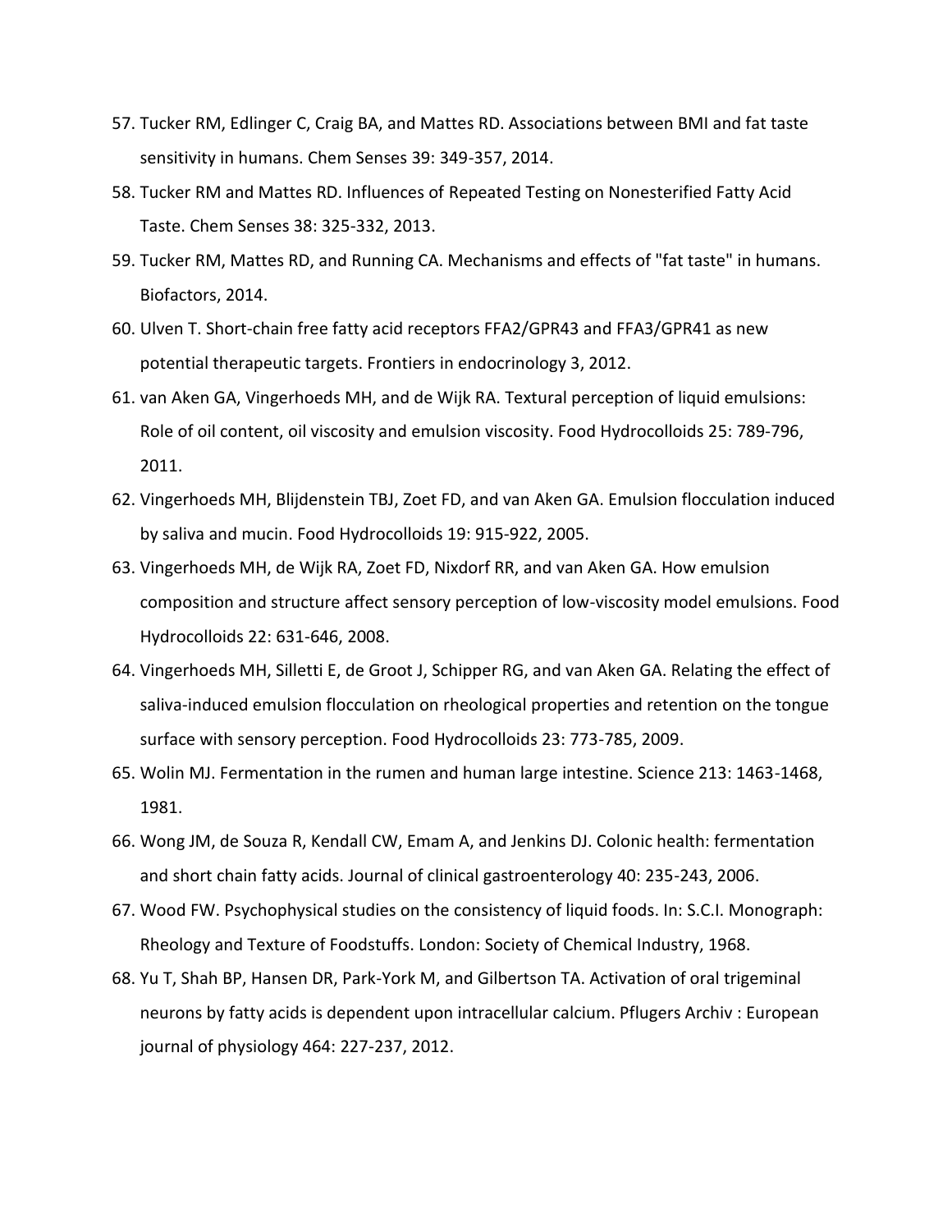57. Tucker RM, Edlinger C, Craig BA, and Mattes RD. Associations between BMI and fat taste sensitivity in humans. Chem Senses 39: 349-357, 2014.
58. Tucker RM and Mattes RD. Influences of Repeated Testing on Nonesterified Fatty Acid Taste. Chem Senses 38: 325-332, 2013.
59. Tucker RM, Mattes RD, and Running CA. Mechanisms and effects of "fat taste" in humans. Biofactors, 2014.
60. Ulven T. Short-chain free fatty acid receptors FFA2/GPR43 and FFA3/GPR41 as new potential therapeutic targets. Frontiers in endocrinology 3, 2012.
61. van Aken GA, Vingerhoeds MH, and de Wijk RA. Textural perception of liquid emulsions: Role of oil content, oil viscosity and emulsion viscosity. Food Hydrocolloids 25: 789-796, 2011.
62. Vingerhoeds MH, Blijdenstein TBJ, Zoet FD, and van Aken GA. Emulsion flocculation induced by saliva and mucin. Food Hydrocolloids 19: 915-922, 2005.
63. Vingerhoeds MH, de Wijk RA, Zoet FD, Nixdorf RR, and van Aken GA. How emulsion composition and structure affect sensory perception of low-viscosity model emulsions. Food Hydrocolloids 22: 631-646, 2008.
64. Vingerhoeds MH, Silletti E, de Groot J, Schipper RG, and van Aken GA. Relating the effect of saliva-induced emulsion flocculation on rheological properties and retention on the tongue surface with sensory perception. Food Hydrocolloids 23: 773-785, 2009.
65. Wolin MJ. Fermentation in the rumen and human large intestine. Science 213: 1463-1468, 1981.
66. Wong JM, de Souza R, Kendall CW, Emam A, and Jenkins DJ. Colonic health: fermentation and short chain fatty acids. Journal of clinical gastroenterology 40: 235-243, 2006.
67. Wood FW. Psychophysical studies on the consistency of liquid foods. In: S.C.I. Monograph: Rheology and Texture of Foodstuffs. London: Society of Chemical Industry, 1968.
68. Yu T, Shah BP, Hansen DR, Park-York M, and Gilbertson TA. Activation of oral trigeminal neurons by fatty acids is dependent upon intracellular calcium. Pflugers Archiv : European journal of physiology 464: 227-237, 2012.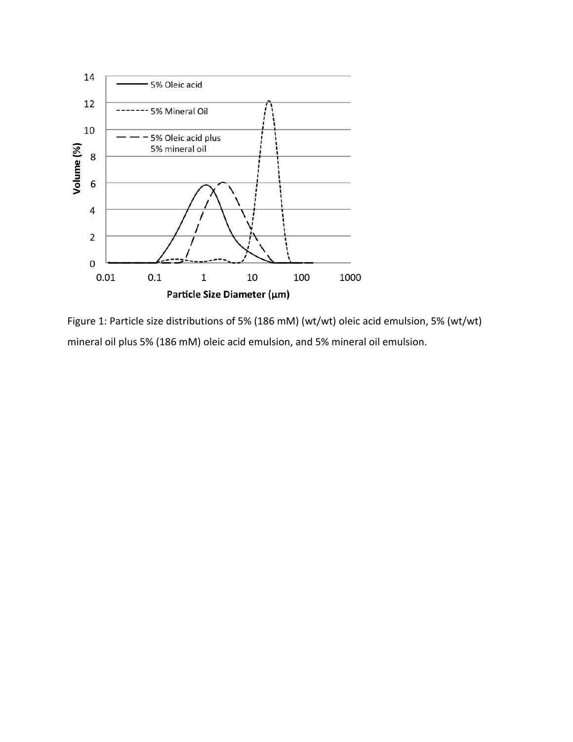Figure 1: Particle size distributions of 5% (186 mM) (wt/wt) oleic acid emulsion, 5% (wt/wt) mineral oil plus 5% (186 mM) oleic acid emulsion, and 5% mineral oil emulsion.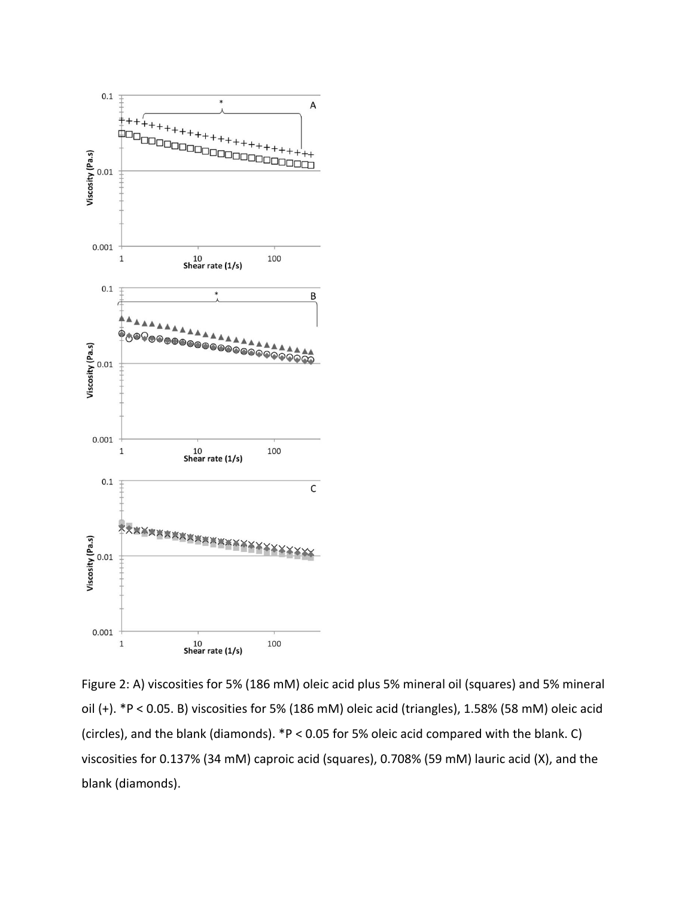Figure 2: A) viscosities for 5% (186 mM) oleic acid plus 5% mineral oil (squares) and 5% mineral oil (+). *P < 0.05. B) viscosities for 5% (186 mM) oleic acid (triangles), 1.58% (58 mM) oleic acid (circles), and the blank (diamonds). *P < 0.05 for 5% oleic acid compared with the blank. C) viscosities for 0.137% (34 mM) caproic acid (squares), 0.708% (59 mM) lauric acid (X), and the blank (diamonds).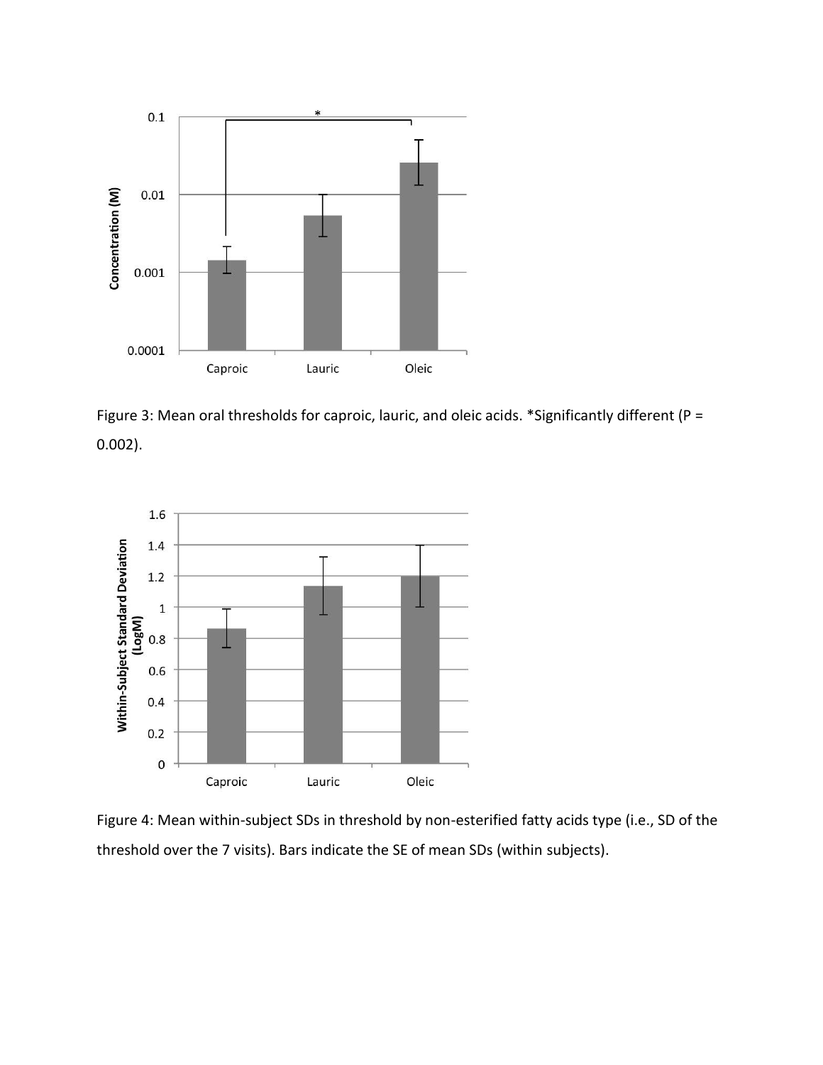Figure 3: Mean oral thresholds for caproic, lauric, and oleic acids. *Significantly different (P = 0.002).

Figure 4: Mean within-subject SDs in threshold by non-esterified fatty acids type (i.e., SD of the threshold over the 7 visits). Bars indicate the SE of mean SDs (within subjects).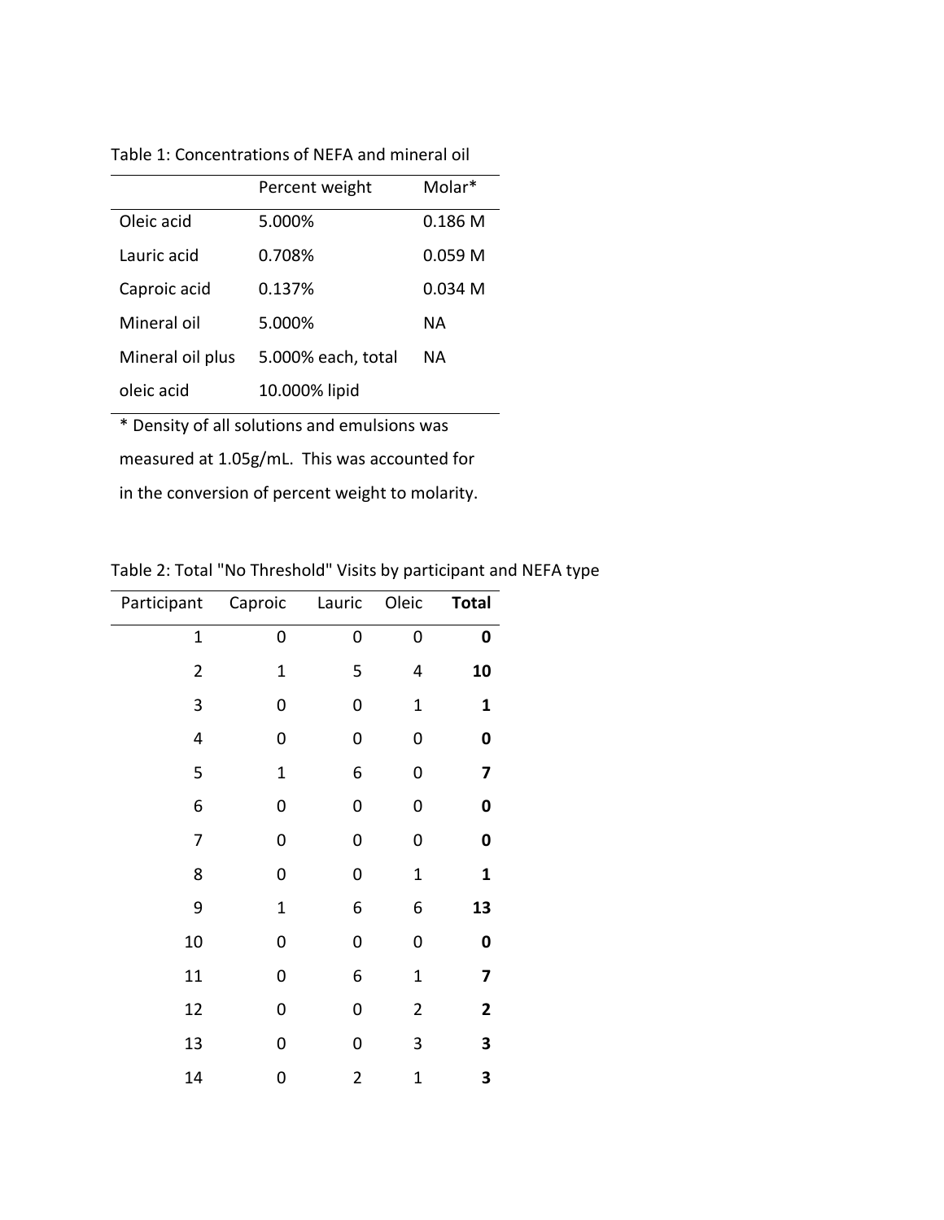Table 1: Concentrations of NEFA and mineral oil

| | Percent weight | Molar* |
|---|---|---|
| Oleic acid | 5.000% | 0.186 M |
| Lauric acid | 0.708% | 0.059 M |
| Caproic acid | 0.137% | 0.034 M |
| Mineral oil | 5.000% | NA |
| Mineral oil plus oleic acid | 5.000% each, total 10.000% lipid | NA |

* Density of all solutions and emulsions was measured at 1.05g/mL. This was accounted for in the conversion of percent weight to molarity.

Table 2: Total "No Threshold" Visits by participant and NEFA type

| Participant | Caproic | Lauric | Oleic | **Total** |
|---|---|---|---|---|
| 1 | 0 | 0 | 0 | **0** |
| 2 | 1 | 5 | 4 | **10** |
| 3 | 0 | 0 | 1 | **1** |
| 4 | 0 | 0 | 0 | **0** |
| 5 | 1 | 6 | 0 | **7** |
| 6 | 0 | 0 | 0 | **0** |
| 7 | 0 | 0 | 0 | **0** |
| 8 | 0 | 0 | 1 | **1** |
| 9 | 1 | 6 | 6 | **13** |
| 10 | 0 | 0 | 0 | **0** |
| 11 | 0 | 6 | 1 | **7** |
| 12 | 0 | 0 | 2 | **2** |
| 13 | 0 | 0 | 3 | **3** |
| 14 | 0 | 2 | 1 | **3** |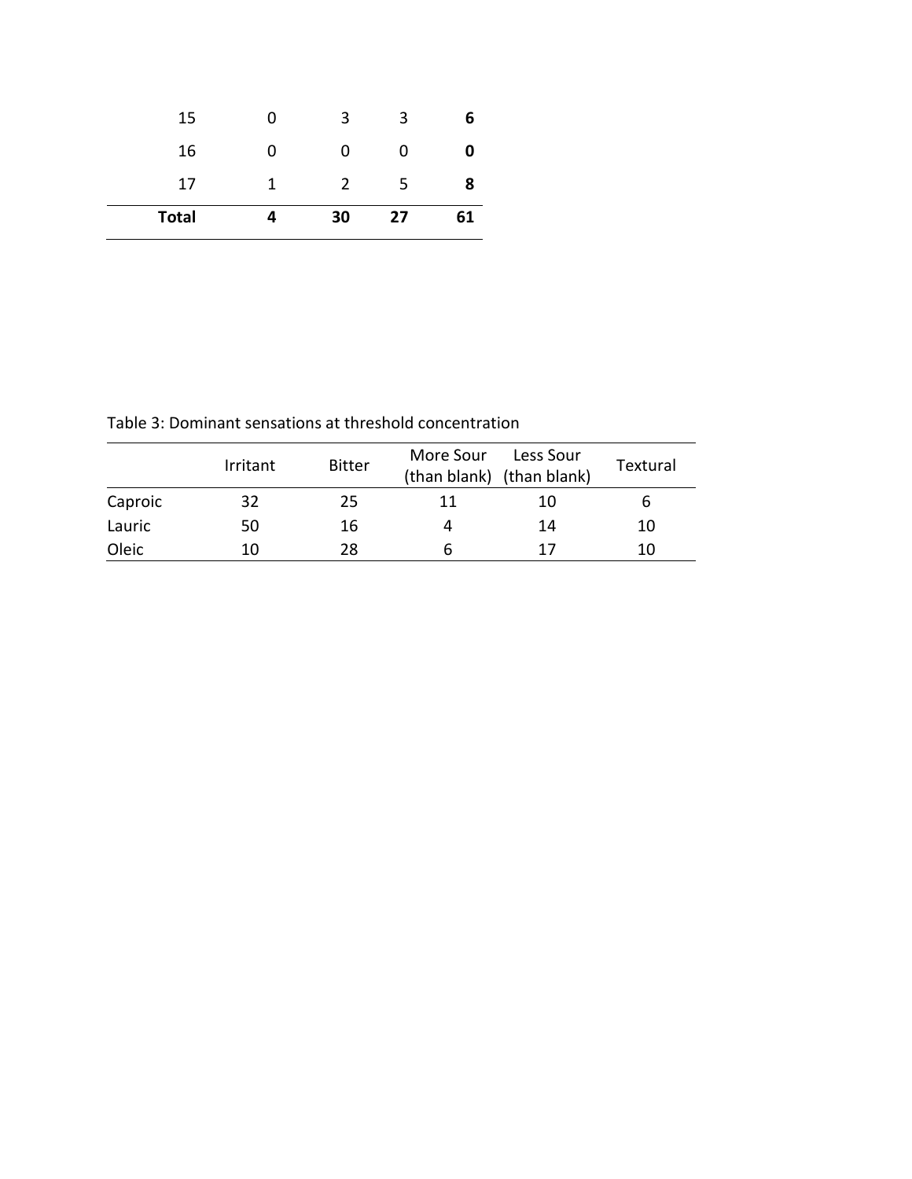| | | | | |
|---|---|---|---|---|
| 15 | 0 | 3 | 3 | **6** |
| 16 | 0 | 0 | 0 | **0** |
| 17 | 1 | 2 | 5 | **8** |
| **Total** | **4** | **30** | **27** | **61** |

Table 3: Dominant sensations at threshold concentration

| | Irritant | Bitter | More Sour (than blank) | Less Sour (than blank) | Textural |
|---|---|---|---|---|---|
| Caproic | 32 | 25 | 11 | 10 | 6 |
| Lauric | 50 | 16 | 4 | 14 | 10 |
| Oleic | 10 | 28 | 6 | 17 | 10 |